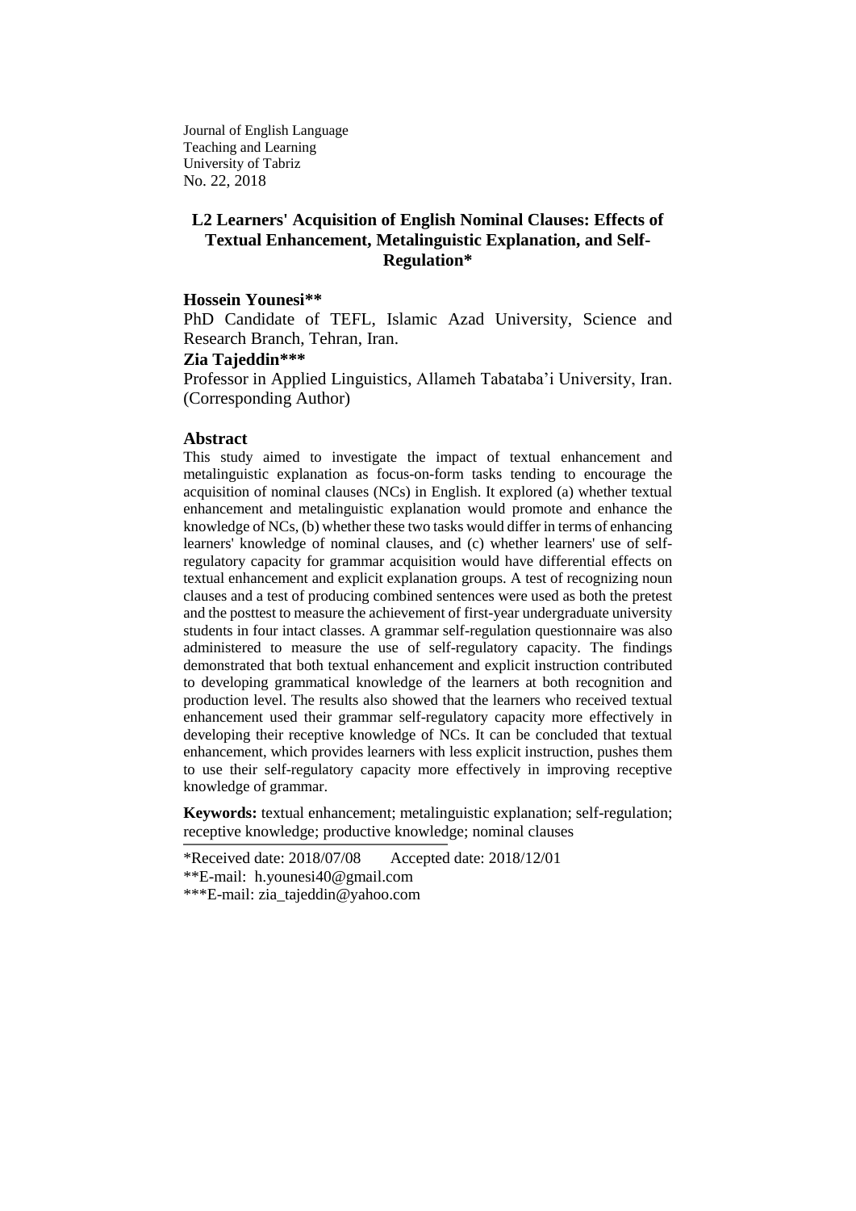Journal of English Language
Teaching and Learning
University of Tabriz
No. 22, 2018

# L2 Learners' Acquisition of English Nominal Clauses: Effects of Textual Enhancement, Metalinguistic Explanation, and Self-Regulation*

**Hossein Younesi****

PhD Candidate of TEFL, Islamic Azad University, Science and Research Branch, Tehran, Iran.

**Zia Tajeddin*****

Professor in Applied Linguistics, Allameh Tabataba'i University, Iran. (Corresponding Author)

## Abstract

This study aimed to investigate the impact of textual enhancement and metalinguistic explanation as focus-on-form tasks tending to encourage the acquisition of nominal clauses (NCs) in English. It explored (a) whether textual enhancement and metalinguistic explanation would promote and enhance the knowledge of NCs, (b) whether these two tasks would differ in terms of enhancing learners' knowledge of nominal clauses, and (c) whether learners' use of self-regulatory capacity for grammar acquisition would have differential effects on textual enhancement and explicit explanation groups. A test of recognizing noun clauses and a test of producing combined sentences were used as both the pretest and the posttest to measure the achievement of first-year undergraduate university students in four intact classes. A grammar self-regulation questionnaire was also administered to measure the use of self-regulatory capacity. The findings demonstrated that both textual enhancement and explicit instruction contributed to developing grammatical knowledge of the learners at both recognition and production level. The results also showed that the learners who received textual enhancement used their grammar self-regulatory capacity more effectively in developing their receptive knowledge of NCs. It can be concluded that textual enhancement, which provides learners with less explicit instruction, pushes them to use their self-regulatory capacity more effectively in improving receptive knowledge of grammar.

**Keywords:** textual enhancement; metalinguistic explanation; self-regulation; receptive knowledge; productive knowledge; nominal clauses

*Received date: 2018/07/08 Accepted date: 2018/12/01

**E-mail: h.younesi40@gmail.com

***E-mail: zia_tajeddin@yahoo.com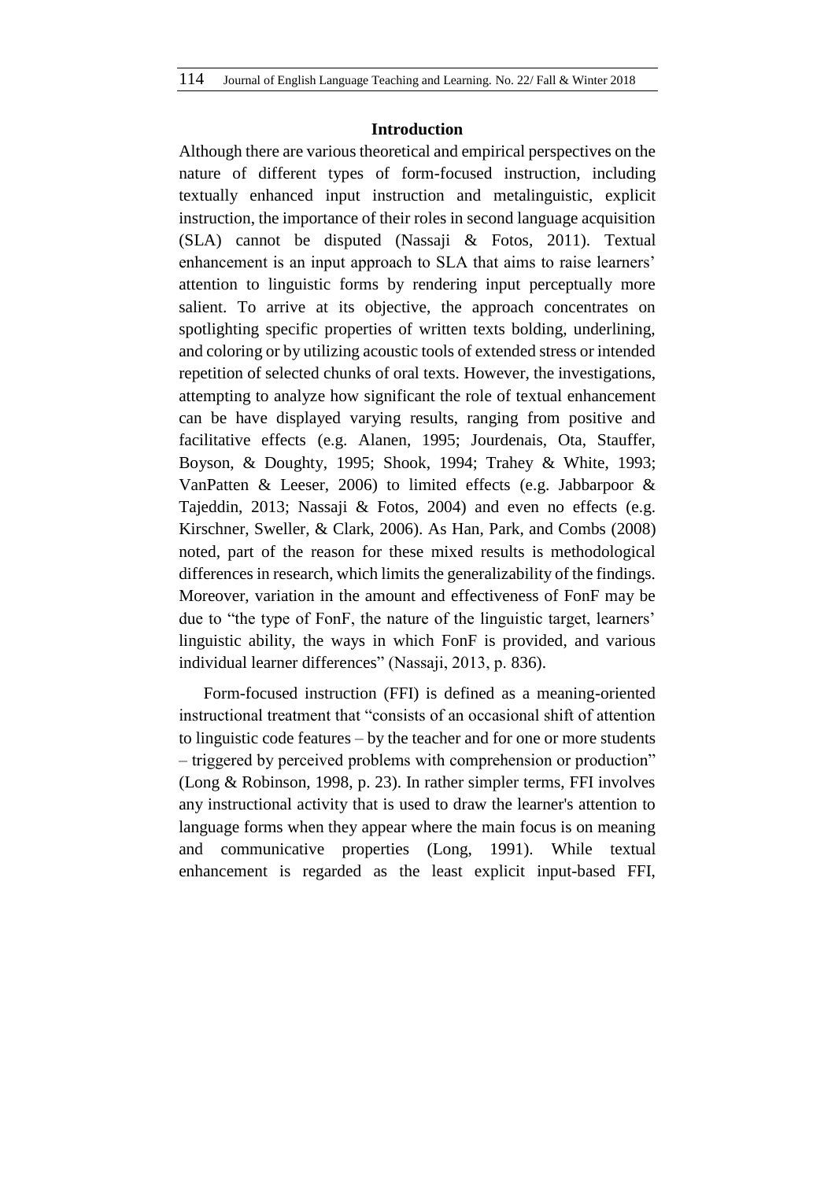## Introduction

Although there are various theoretical and empirical perspectives on the nature of different types of form-focused instruction, including textually enhanced input instruction and metalinguistic, explicit instruction, the importance of their roles in second language acquisition (SLA) cannot be disputed (Nassaji & Fotos, 2011). Textual enhancement is an input approach to SLA that aims to raise learners' attention to linguistic forms by rendering input perceptually more salient. To arrive at its objective, the approach concentrates on spotlighting specific properties of written texts bolding, underlining, and coloring or by utilizing acoustic tools of extended stress or intended repetition of selected chunks of oral texts. However, the investigations, attempting to analyze how significant the role of textual enhancement can be have displayed varying results, ranging from positive and facilitative effects (e.g. Alanen, 1995; Jourdenais, Ota, Stauffer, Boyson, & Doughty, 1995; Shook, 1994; Trahey & White, 1993; VanPatten & Leeser, 2006) to limited effects (e.g. Jabbarpoor & Tajeddin, 2013; Nassaji & Fotos, 2004) and even no effects (e.g. Kirschner, Sweller, & Clark, 2006). As Han, Park, and Combs (2008) noted, part of the reason for these mixed results is methodological differences in research, which limits the generalizability of the findings. Moreover, variation in the amount and effectiveness of FonF may be due to "the type of FonF, the nature of the linguistic target, learners' linguistic ability, the ways in which FonF is provided, and various individual learner differences" (Nassaji, 2013, p. 836).

Form-focused instruction (FFI) is defined as a meaning-oriented instructional treatment that "consists of an occasional shift of attention to linguistic code features – by the teacher and for one or more students – triggered by perceived problems with comprehension or production" (Long & Robinson, 1998, p. 23). In rather simpler terms, FFI involves any instructional activity that is used to draw the learner's attention to language forms when they appear where the main focus is on meaning and communicative properties (Long, 1991). While textual enhancement is regarded as the least explicit input-based FFI,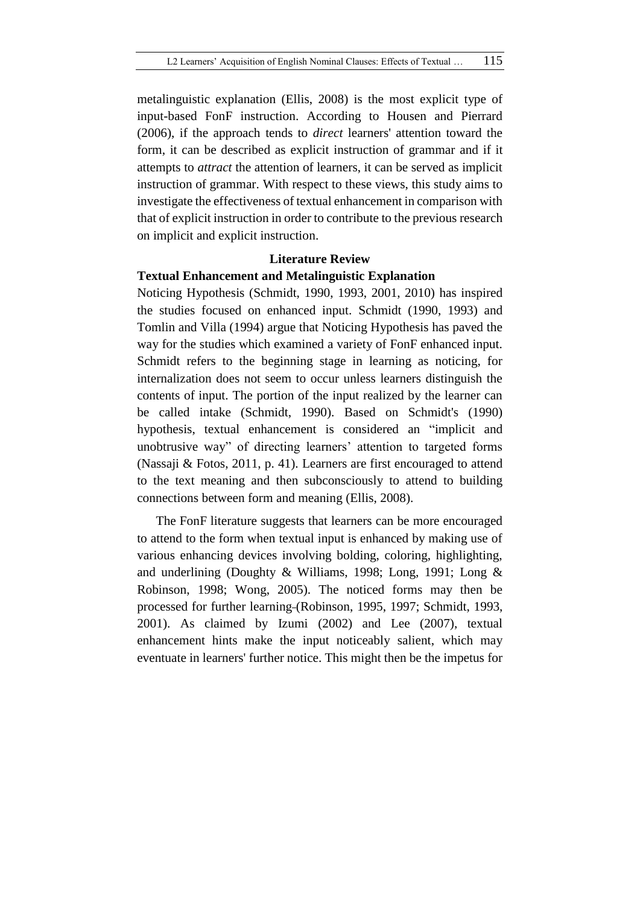metalinguistic explanation (Ellis, 2008) is the most explicit type of input-based FonF instruction. According to Housen and Pierrard (2006), if the approach tends to *direct* learners' attention toward the form, it can be described as explicit instruction of grammar and if it attempts to *attract* the attention of learners, it can be served as implicit instruction of grammar. With respect to these views, this study aims to investigate the effectiveness of textual enhancement in comparison with that of explicit instruction in order to contribute to the previous research on implicit and explicit instruction.

## Literature Review

### Textual Enhancement and Metalinguistic Explanation

Noticing Hypothesis (Schmidt, 1990, 1993, 2001, 2010) has inspired the studies focused on enhanced input. Schmidt (1990, 1993) and Tomlin and Villa (1994) argue that Noticing Hypothesis has paved the way for the studies which examined a variety of FonF enhanced input. Schmidt refers to the beginning stage in learning as noticing, for internalization does not seem to occur unless learners distinguish the contents of input. The portion of the input realized by the learner can be called intake (Schmidt, 1990). Based on Schmidt's (1990) hypothesis, textual enhancement is considered an “implicit and unobtrusive way” of directing learners’ attention to targeted forms (Nassaji & Fotos, 2011, p. 41). Learners are first encouraged to attend to the text meaning and then subconsciously to attend to building connections between form and meaning (Ellis, 2008).

The FonF literature suggests that learners can be more encouraged to attend to the form when textual input is enhanced by making use of various enhancing devices involving bolding, coloring, highlighting, and underlining (Doughty & Williams, 1998; Long, 1991; Long & Robinson, 1998; Wong, 2005). The noticed forms may then be processed for further learning (Robinson, 1995, 1997; Schmidt, 1993, 2001). As claimed by Izumi (2002) and Lee (2007), textual enhancement hints make the input noticeably salient, which may eventuate in learners' further notice. This might then be the impetus for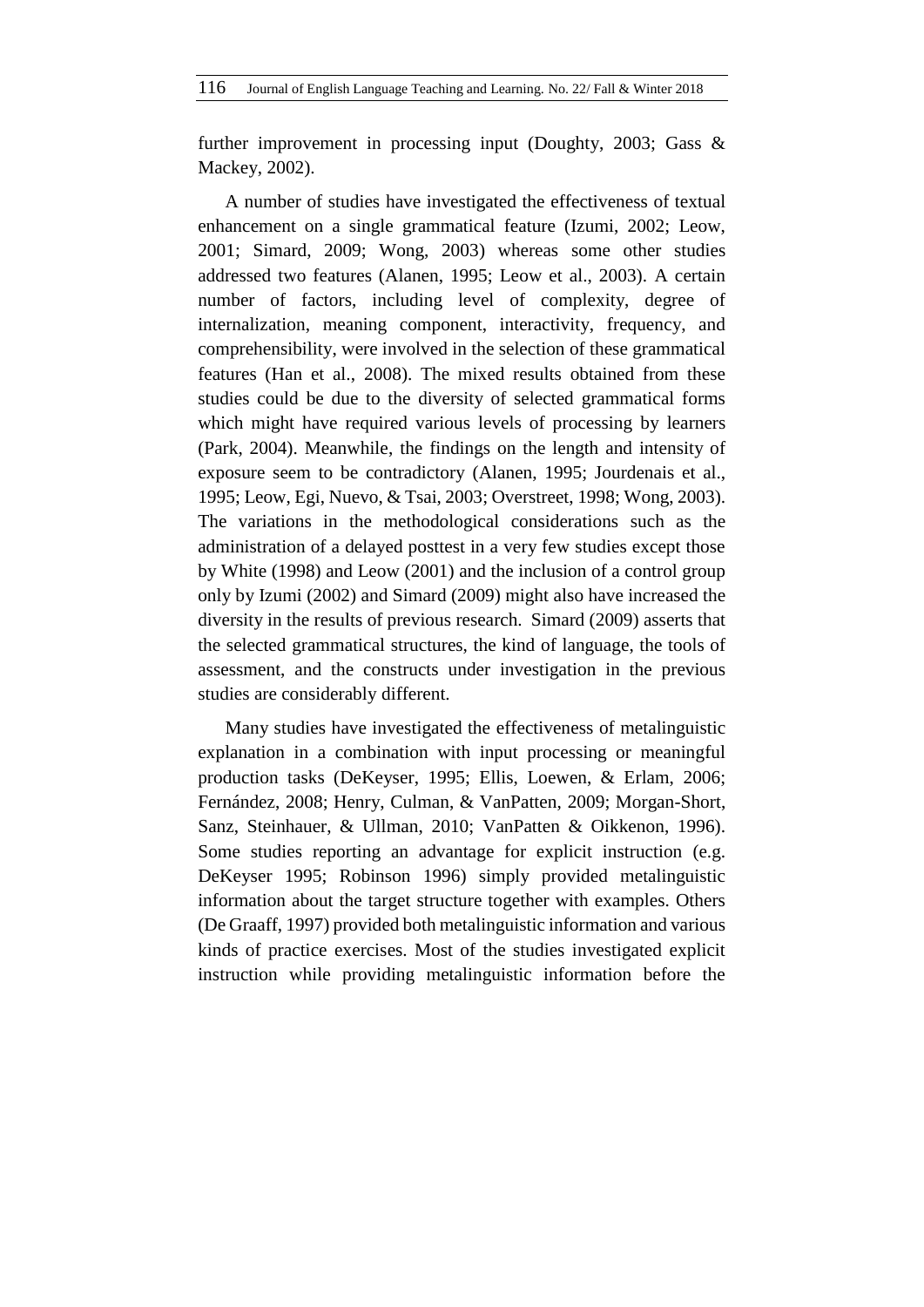further improvement in processing input (Doughty, 2003; Gass & Mackey, 2002).

A number of studies have investigated the effectiveness of textual enhancement on a single grammatical feature (Izumi, 2002; Leow, 2001; Simard, 2009; Wong, 2003) whereas some other studies addressed two features (Alanen, 1995; Leow et al., 2003). A certain number of factors, including level of complexity, degree of internalization, meaning component, interactivity, frequency, and comprehensibility, were involved in the selection of these grammatical features (Han et al., 2008). The mixed results obtained from these studies could be due to the diversity of selected grammatical forms which might have required various levels of processing by learners (Park, 2004). Meanwhile, the findings on the length and intensity of exposure seem to be contradictory (Alanen, 1995; Jourdenais et al., 1995; Leow, Egi, Nuevo, & Tsai, 2003; Overstreet, 1998; Wong, 2003). The variations in the methodological considerations such as the administration of a delayed posttest in a very few studies except those by White (1998) and Leow (2001) and the inclusion of a control group only by Izumi (2002) and Simard (2009) might also have increased the diversity in the results of previous research. Simard (2009) asserts that the selected grammatical structures, the kind of language, the tools of assessment, and the constructs under investigation in the previous studies are considerably different.

Many studies have investigated the effectiveness of metalinguistic explanation in a combination with input processing or meaningful production tasks (DeKeyser, 1995; Ellis, Loewen, & Erlam, 2006; Fernández, 2008; Henry, Culman, & VanPatten, 2009; Morgan-Short, Sanz, Steinhauer, & Ullman, 2010; VanPatten & Oikkenon, 1996). Some studies reporting an advantage for explicit instruction (e.g. DeKeyser 1995; Robinson 1996) simply provided metalinguistic information about the target structure together with examples. Others (De Graaff, 1997) provided both metalinguistic information and various kinds of practice exercises. Most of the studies investigated explicit instruction while providing metalinguistic information before the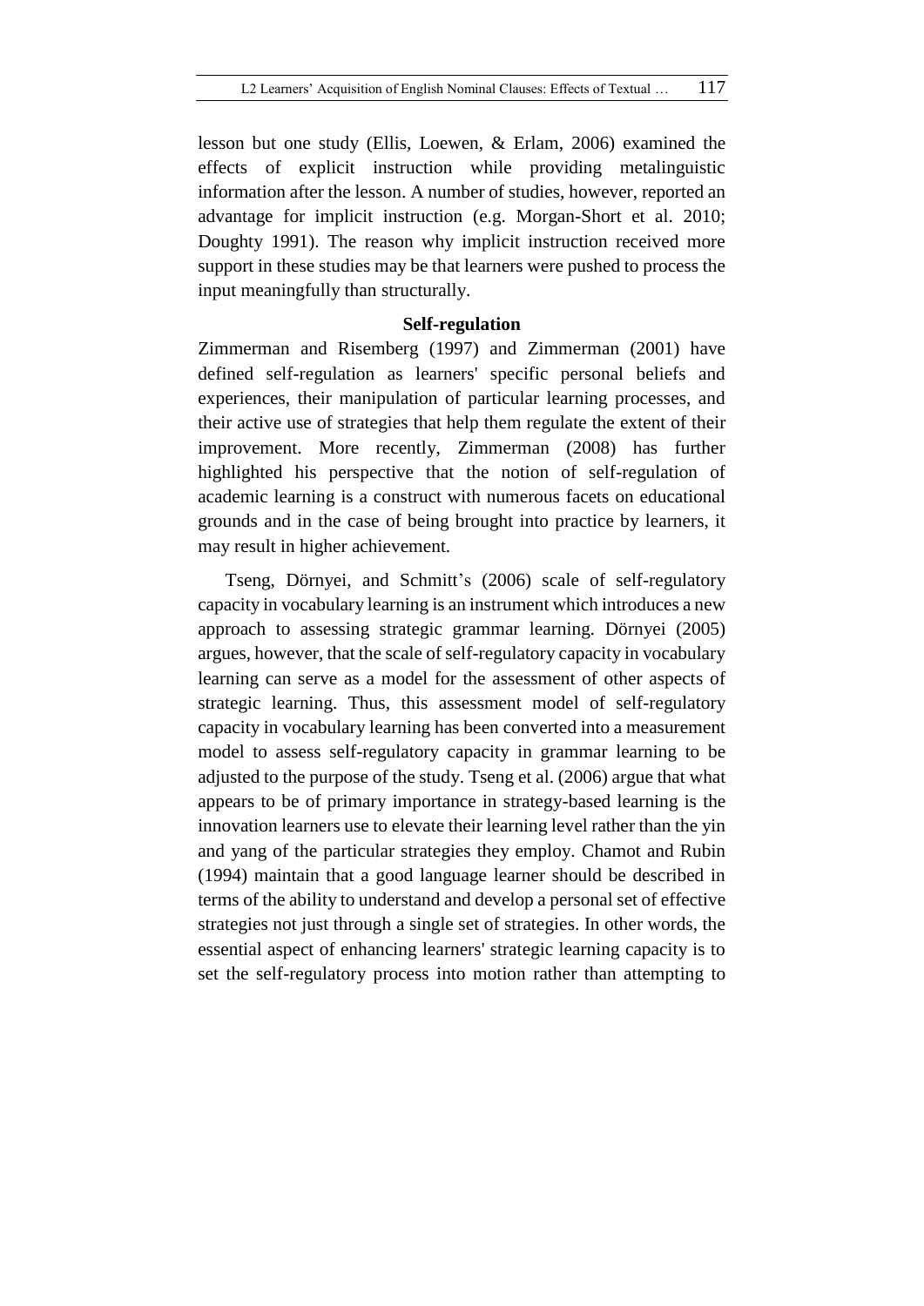lesson but one study (Ellis, Loewen, & Erlam, 2006) examined the effects of explicit instruction while providing metalinguistic information after the lesson. A number of studies, however, reported an advantage for implicit instruction (e.g. Morgan-Short et al. 2010; Doughty 1991). The reason why implicit instruction received more support in these studies may be that learners were pushed to process the input meaningfully than structurally.

## Self-regulation

Zimmerman and Risemberg (1997) and Zimmerman (2001) have defined self-regulation as learners' specific personal beliefs and experiences, their manipulation of particular learning processes, and their active use of strategies that help them regulate the extent of their improvement. More recently, Zimmerman (2008) has further highlighted his perspective that the notion of self-regulation of academic learning is a construct with numerous facets on educational grounds and in the case of being brought into practice by learners, it may result in higher achievement.

Tseng, Dörnyei, and Schmitt's (2006) scale of self-regulatory capacity in vocabulary learning is an instrument which introduces a new approach to assessing strategic grammar learning. Dörnyei (2005) argues, however, that the scale of self-regulatory capacity in vocabulary learning can serve as a model for the assessment of other aspects of strategic learning. Thus, this assessment model of self-regulatory capacity in vocabulary learning has been converted into a measurement model to assess self-regulatory capacity in grammar learning to be adjusted to the purpose of the study. Tseng et al. (2006) argue that what appears to be of primary importance in strategy-based learning is the innovation learners use to elevate their learning level rather than the yin and yang of the particular strategies they employ. Chamot and Rubin (1994) maintain that a good language learner should be described in terms of the ability to understand and develop a personal set of effective strategies not just through a single set of strategies. In other words, the essential aspect of enhancing learners' strategic learning capacity is to set the self-regulatory process into motion rather than attempting to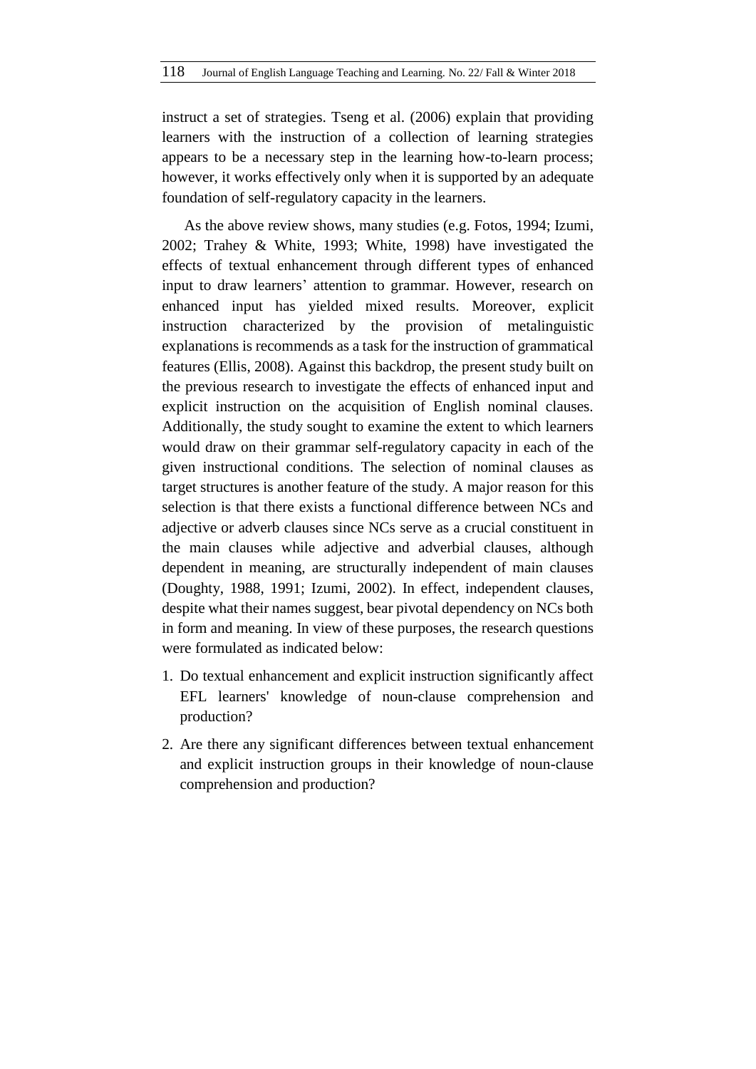instruct a set of strategies. Tseng et al. (2006) explain that providing learners with the instruction of a collection of learning strategies appears to be a necessary step in the learning how-to-learn process; however, it works effectively only when it is supported by an adequate foundation of self-regulatory capacity in the learners.

As the above review shows, many studies (e.g. Fotos, 1994; Izumi, 2002; Trahey & White, 1993; White, 1998) have investigated the effects of textual enhancement through different types of enhanced input to draw learners' attention to grammar. However, research on enhanced input has yielded mixed results. Moreover, explicit instruction characterized by the provision of metalinguistic explanations is recommends as a task for the instruction of grammatical features (Ellis, 2008). Against this backdrop, the present study built on the previous research to investigate the effects of enhanced input and explicit instruction on the acquisition of English nominal clauses. Additionally, the study sought to examine the extent to which learners would draw on their grammar self-regulatory capacity in each of the given instructional conditions. The selection of nominal clauses as target structures is another feature of the study. A major reason for this selection is that there exists a functional difference between NCs and adjective or adverb clauses since NCs serve as a crucial constituent in the main clauses while adjective and adverbial clauses, although dependent in meaning, are structurally independent of main clauses (Doughty, 1988, 1991; Izumi, 2002). In effect, independent clauses, despite what their names suggest, bear pivotal dependency on NCs both in form and meaning. In view of these purposes, the research questions were formulated as indicated below:

1. Do textual enhancement and explicit instruction significantly affect EFL learners' knowledge of noun-clause comprehension and production?
2. Are there any significant differences between textual enhancement and explicit instruction groups in their knowledge of noun-clause comprehension and production?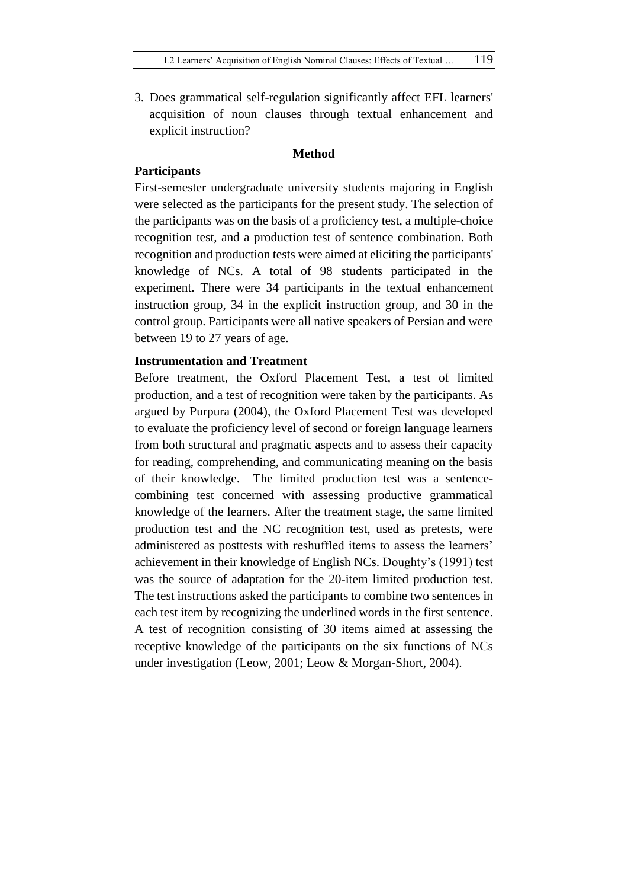3. Does grammatical self-regulation significantly affect EFL learners' acquisition of noun clauses through textual enhancement and explicit instruction?

## Method

### Participants

First-semester undergraduate university students majoring in English were selected as the participants for the present study. The selection of the participants was on the basis of a proficiency test, a multiple-choice recognition test, and a production test of sentence combination. Both recognition and production tests were aimed at eliciting the participants' knowledge of NCs. A total of 98 students participated in the experiment. There were 34 participants in the textual enhancement instruction group, 34 in the explicit instruction group, and 30 in the control group. Participants were all native speakers of Persian and were between 19 to 27 years of age.

### Instrumentation and Treatment

Before treatment, the Oxford Placement Test, a test of limited production, and a test of recognition were taken by the participants. As argued by Purpura (2004), the Oxford Placement Test was developed to evaluate the proficiency level of second or foreign language learners from both structural and pragmatic aspects and to assess their capacity for reading, comprehending, and communicating meaning on the basis of their knowledge. The limited production test was a sentence-combining test concerned with assessing productive grammatical knowledge of the learners. After the treatment stage, the same limited production test and the NC recognition test, used as pretests, were administered as posttests with reshuffled items to assess the learners' achievement in their knowledge of English NCs. Doughty's (1991) test was the source of adaptation for the 20-item limited production test. The test instructions asked the participants to combine two sentences in each test item by recognizing the underlined words in the first sentence. A test of recognition consisting of 30 items aimed at assessing the receptive knowledge of the participants on the six functions of NCs under investigation (Leow, 2001; Leow & Morgan-Short, 2004).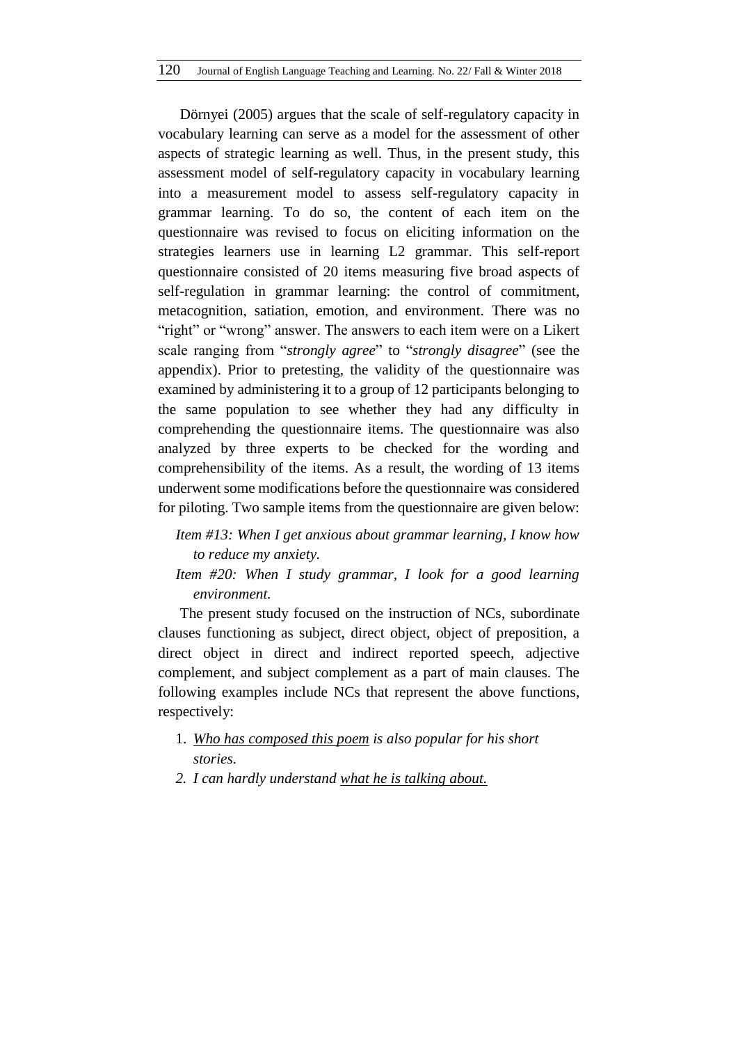Dörnyei (2005) argues that the scale of self-regulatory capacity in vocabulary learning can serve as a model for the assessment of other aspects of strategic learning as well. Thus, in the present study, this assessment model of self-regulatory capacity in vocabulary learning into a measurement model to assess self-regulatory capacity in grammar learning. To do so, the content of each item on the questionnaire was revised to focus on eliciting information on the strategies learners use in learning L2 grammar. This self-report questionnaire consisted of 20 items measuring five broad aspects of self-regulation in grammar learning: the control of commitment, metacognition, satiation, emotion, and environment. There was no "right" or "wrong" answer. The answers to each item were on a Likert scale ranging from "*strongly agree*" to "*strongly disagree*" (see the appendix). Prior to pretesting, the validity of the questionnaire was examined by administering it to a group of 12 participants belonging to the same population to see whether they had any difficulty in comprehending the questionnaire items. The questionnaire was also analyzed by three experts to be checked for the wording and comprehensibility of the items. As a result, the wording of 13 items underwent some modifications before the questionnaire was considered for piloting. Two sample items from the questionnaire are given below:

*Item #13: When I get anxious about grammar learning, I know how to reduce my anxiety.*

*Item #20: When I study grammar, I look for a good learning environment.*

The present study focused on the instruction of NCs, subordinate clauses functioning as subject, direct object, object of preposition, a direct object in direct and indirect reported speech, adjective complement, and subject complement as a part of main clauses. The following examples include NCs that represent the above functions, respectively:

1. *<u>Who has composed this poem</u> is also popular for his short stories.*
2. *I can hardly understand <u>what he is talking about.</u>*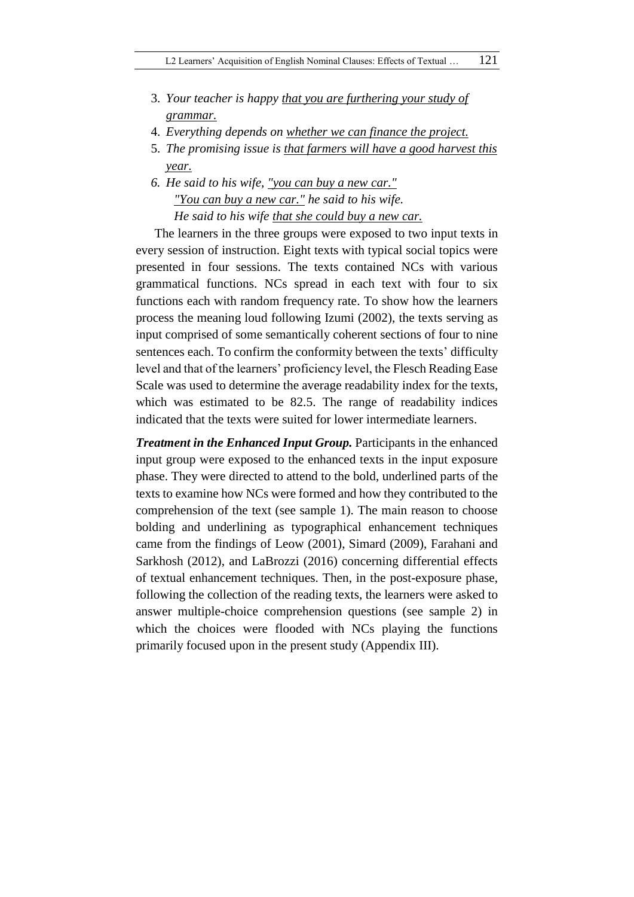3. *Your teacher is happy* <u>*that you are furthering your study of grammar.*</u>
4. *Everything depends on* <u>*whether we can finance the project.*</u>
5. *The promising issue is* <u>*that farmers will have a good harvest this year.*</u>
6. *He said to his wife,* <u>*"you can buy a new car."*</u>
   <u>*"You can buy a new car."*</u> *he said to his wife.*
   *He said to his wife* <u>*that she could buy a new car.*</u>

The learners in the three groups were exposed to two input texts in every session of instruction. Eight texts with typical social topics were presented in four sessions. The texts contained NCs with various grammatical functions. NCs spread in each text with four to six functions each with random frequency rate. To show how the learners process the meaning loud following Izumi (2002), the texts serving as input comprised of some semantically coherent sections of four to nine sentences each. To confirm the conformity between the texts' difficulty level and that of the learners' proficiency level, the Flesch Reading Ease Scale was used to determine the average readability index for the texts, which was estimated to be 82.5. The range of readability indices indicated that the texts were suited for lower intermediate learners.

***Treatment in the Enhanced Input Group.*** Participants in the enhanced input group were exposed to the enhanced texts in the input exposure phase. They were directed to attend to the bold, underlined parts of the texts to examine how NCs were formed and how they contributed to the comprehension of the text (see sample 1). The main reason to choose bolding and underlining as typographical enhancement techniques came from the findings of Leow (2001), Simard (2009), Farahani and Sarkhosh (2012), and LaBrozzi (2016) concerning differential effects of textual enhancement techniques. Then, in the post-exposure phase, following the collection of the reading texts, the learners were asked to answer multiple-choice comprehension questions (see sample 2) in which the choices were flooded with NCs playing the functions primarily focused upon in the present study (Appendix III).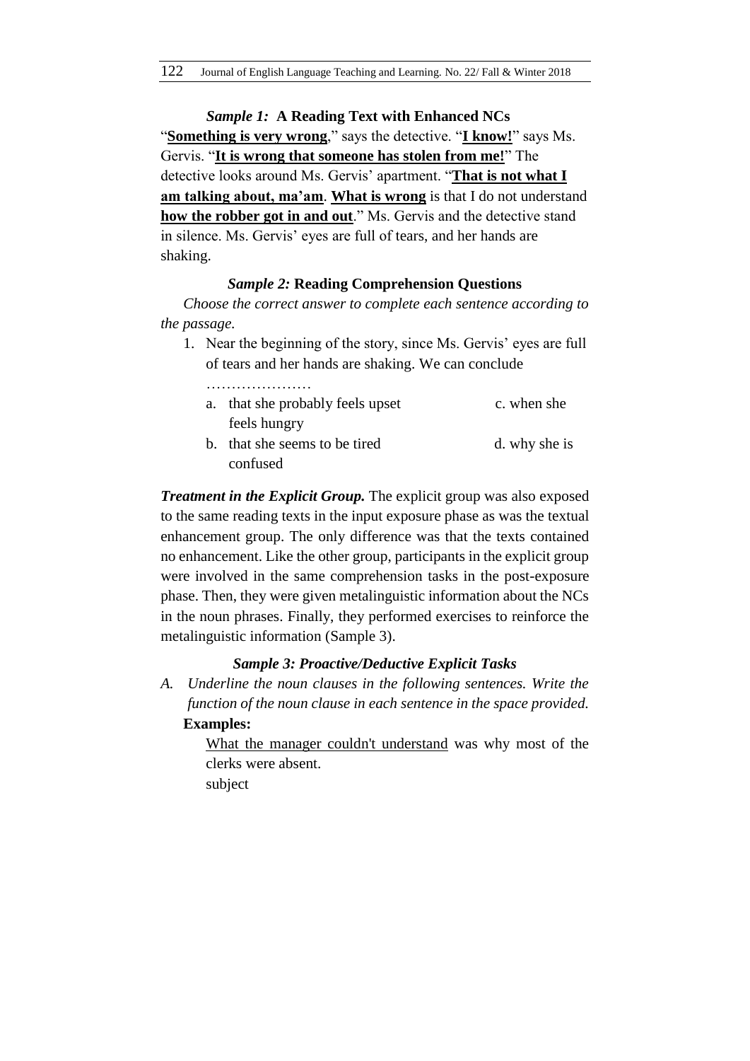***Sample 1:* A Reading Text with Enhanced NCs**

"**<u>Something is very wrong</u>**," says the detective. "**<u>I know!</u>**" says Ms. Gervis. "**<u>It is wrong that someone has stolen from me!</u>**" The detective looks around Ms. Gervis' apartment. "**<u>That is not what I am talking about, ma'am</u>**. **<u>What is wrong</u>** is that I do not understand **<u>how the robber got in and out</u>**." Ms. Gervis and the detective stand in silence. Ms. Gervis' eyes are full of tears, and her hands are shaking.

***Sample 2:* Reading Comprehension Questions**

*Choose the correct answer to complete each sentence according to the passage.*

1. Near the beginning of the story, since Ms. Gervis' eyes are full of tears and her hands are shaking. We can conclude …………………
   a. that she probably feels upset
   b. that she seems to be tired
   c. when she feels hungry
   d. why she is confused

***Treatment in the Explicit Group.*** The explicit group was also exposed to the same reading texts in the input exposure phase as was the textual enhancement group. The only difference was that the texts contained no enhancement. Like the other group, participants in the explicit group were involved in the same comprehension tasks in the post-exposure phase. Then, they were given metalinguistic information about the NCs in the noun phrases. Finally, they performed exercises to reinforce the metalinguistic information (Sample 3).

***Sample 3: Proactive/Deductive Explicit Tasks***

*A. Underline the noun clauses in the following sentences. Write the function of the noun clause in each sentence in the space provided.*

**Examples:**

<u>What the manager couldn't understand</u> was why most of the clerks were absent.

subject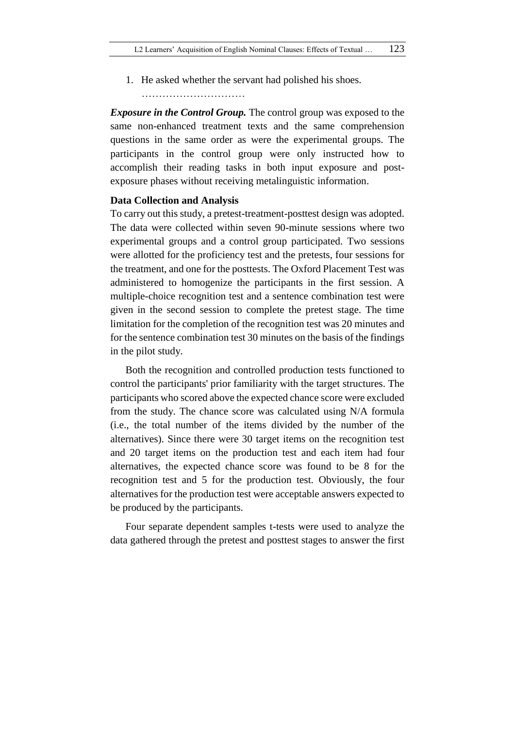1. He asked whether the servant had polished his shoes.
   …………………………

***Exposure in the Control Group.*** The control group was exposed to the same non-enhanced treatment texts and the same comprehension questions in the same order as were the experimental groups. The participants in the control group were only instructed how to accomplish their reading tasks in both input exposure and post-exposure phases without receiving metalinguistic information.

**Data Collection and Analysis**

To carry out this study, a pretest-treatment-posttest design was adopted. The data were collected within seven 90-minute sessions where two experimental groups and a control group participated. Two sessions were allotted for the proficiency test and the pretests, four sessions for the treatment, and one for the posttests. The Oxford Placement Test was administered to homogenize the participants in the first session. A multiple-choice recognition test and a sentence combination test were given in the second session to complete the pretest stage. The time limitation for the completion of the recognition test was 20 minutes and for the sentence combination test 30 minutes on the basis of the findings in the pilot study.

Both the recognition and controlled production tests functioned to control the participants' prior familiarity with the target structures. The participants who scored above the expected chance score were excluded from the study. The chance score was calculated using N/A formula (i.e., the total number of the items divided by the number of the alternatives). Since there were 30 target items on the recognition test and 20 target items on the production test and each item had four alternatives, the expected chance score was found to be 8 for the recognition test and 5 for the production test. Obviously, the four alternatives for the production test were acceptable answers expected to be produced by the participants.

Four separate dependent samples t-tests were used to analyze the data gathered through the pretest and posttest stages to answer the first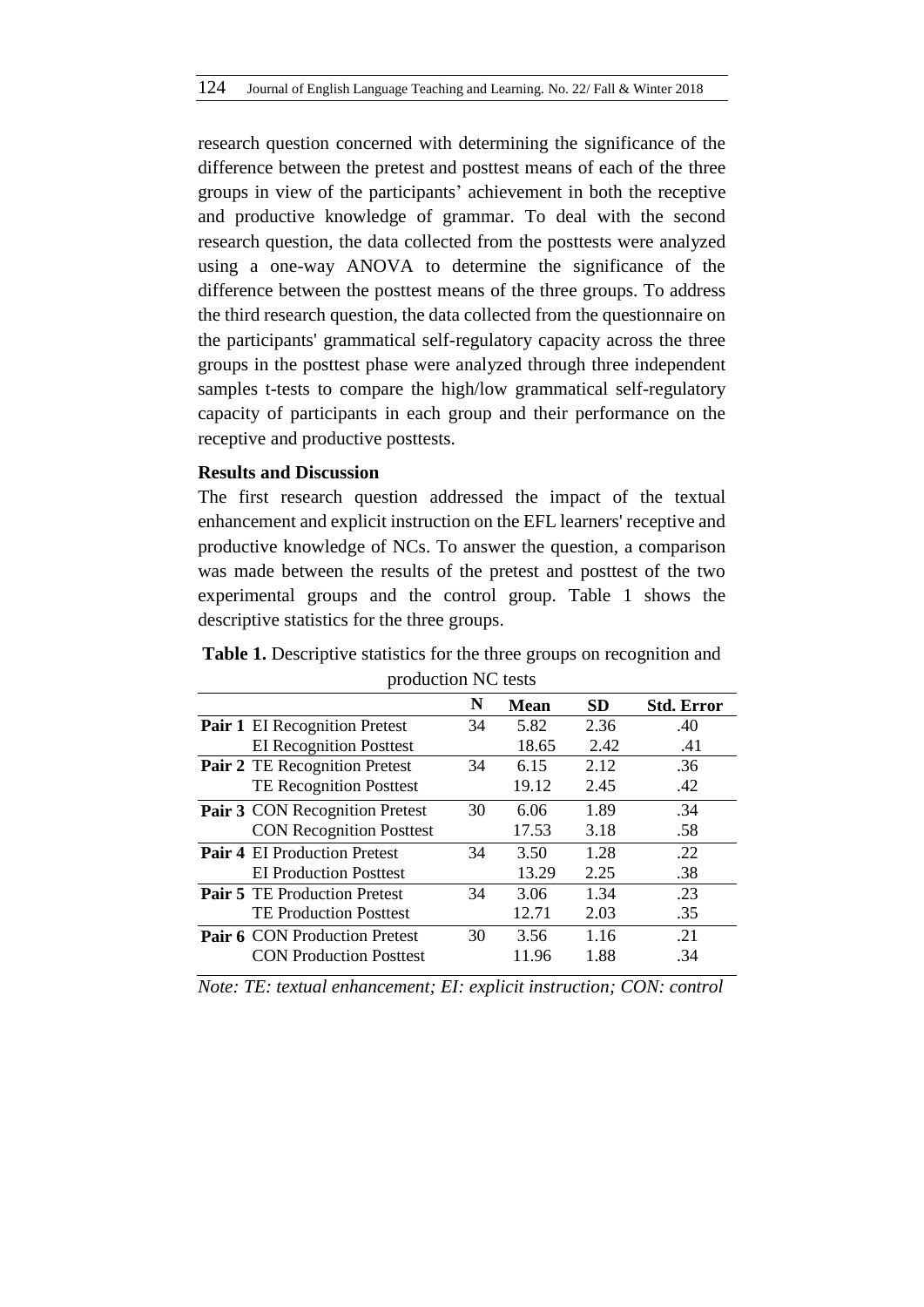research question concerned with determining the significance of the difference between the pretest and posttest means of each of the three groups in view of the participants' achievement in both the receptive and productive knowledge of grammar. To deal with the second research question, the data collected from the posttests were analyzed using a one-way ANOVA to determine the significance of the difference between the posttest means of the three groups. To address the third research question, the data collected from the questionnaire on the participants' grammatical self-regulatory capacity across the three groups in the posttest phase were analyzed through three independent samples t-tests to compare the high/low grammatical self-regulatory capacity of participants in each group and their performance on the receptive and productive posttests.

## Results and Discussion

The first research question addressed the impact of the textual enhancement and explicit instruction on the EFL learners' receptive and productive knowledge of NCs. To answer the question, a comparison was made between the results of the pretest and posttest of the two experimental groups and the control group. Table 1 shows the descriptive statistics for the three groups.

**Table 1.** Descriptive statistics for the three groups on recognition and production NC tests

| | | N | Mean | SD | Std. Error |
|---|---|---|---|---|---|
| **Pair 1** | EI Recognition Pretest | 34 | 5.82 | 2.36 | .40 |
| | EI Recognition Posttest | | 18.65 | 2.42 | .41 |
| **Pair 2** | TE Recognition Pretest | 34 | 6.15 | 2.12 | .36 |
| | TE Recognition Posttest | | 19.12 | 2.45 | .42 |
| **Pair 3** | CON Recognition Pretest | 30 | 6.06 | 1.89 | .34 |
| | CON Recognition Posttest | | 17.53 | 3.18 | .58 |
| **Pair 4** | EI Production Pretest | 34 | 3.50 | 1.28 | .22 |
| | EI Production Posttest | | 13.29 | 2.25 | .38 |
| **Pair 5** | TE Production Pretest | 34 | 3.06 | 1.34 | .23 |
| | TE Production Posttest | | 12.71 | 2.03 | .35 |
| **Pair 6** | CON Production Pretest | 30 | 3.56 | 1.16 | .21 |
| | CON Production Posttest | | 11.96 | 1.88 | .34 |

*Note: TE: textual enhancement; EI: explicit instruction; CON: control*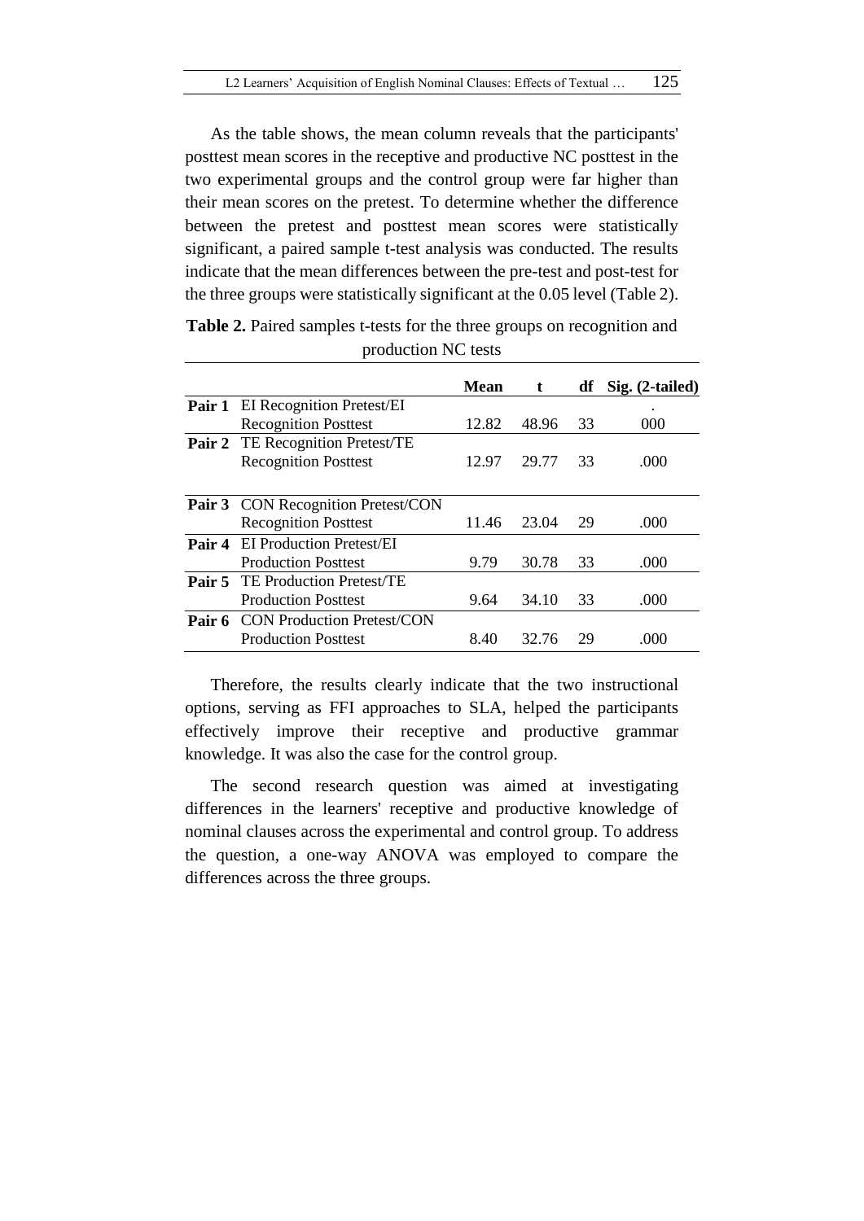As the table shows, the mean column reveals that the participants' posttest mean scores in the receptive and productive NC posttest in the two experimental groups and the control group were far higher than their mean scores on the pretest. To determine whether the difference between the pretest and posttest mean scores were statistically significant, a paired sample t-test analysis was conducted. The results indicate that the mean differences between the pre-test and post-test for the three groups were statistically significant at the 0.05 level (Table 2).

**Table 2.** Paired samples t-tests for the three groups on recognition and production NC tests

| | | Mean | t | df | Sig. (2-tailed) |
|---|---|---|---|---|---|
| **Pair 1** | EI Recognition Pretest/EI Recognition Posttest | 12.82 | 48.96 | 33 | .000 |
| **Pair 2** | TE Recognition Pretest/TE Recognition Posttest | 12.97 | 29.77 | 33 | .000 |
| **Pair 3** | CON Recognition Pretest/CON Recognition Posttest | 11.46 | 23.04 | 29 | .000 |
| **Pair 4** | EI Production Pretest/EI Production Posttest | 9.79 | 30.78 | 33 | .000 |
| **Pair 5** | TE Production Pretest/TE Production Posttest | 9.64 | 34.10 | 33 | .000 |
| **Pair 6** | CON Production Pretest/CON Production Posttest | 8.40 | 32.76 | 29 | .000 |

Therefore, the results clearly indicate that the two instructional options, serving as FFI approaches to SLA, helped the participants effectively improve their receptive and productive grammar knowledge. It was also the case for the control group.

The second research question was aimed at investigating differences in the learners' receptive and productive knowledge of nominal clauses across the experimental and control group. To address the question, a one-way ANOVA was employed to compare the differences across the three groups.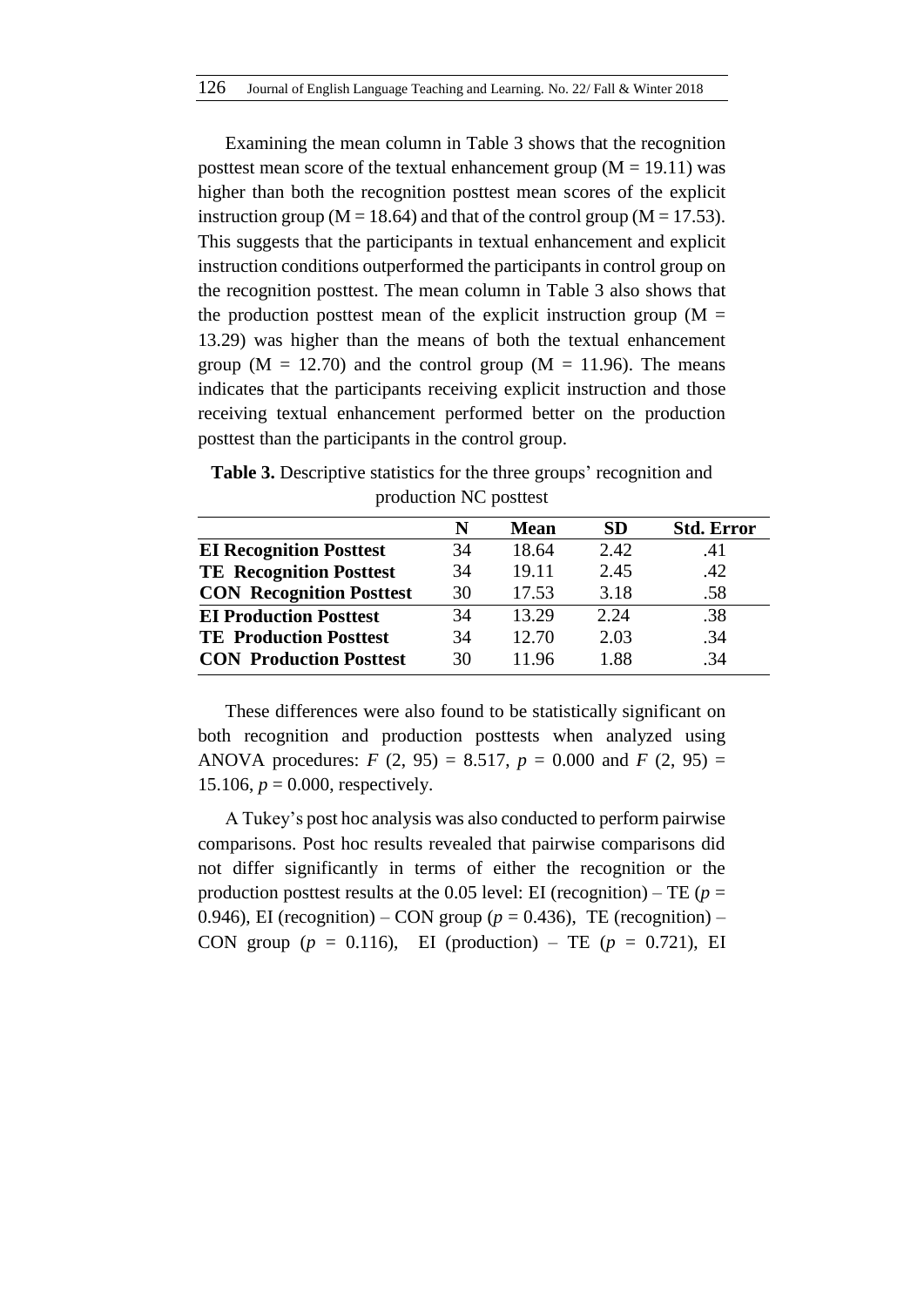Examining the mean column in Table 3 shows that the recognition posttest mean score of the textual enhancement group (M = 19.11) was higher than both the recognition posttest mean scores of the explicit instruction group (M = 18.64) and that of the control group (M = 17.53). This suggests that the participants in textual enhancement and explicit instruction conditions outperformed the participants in control group on the recognition posttest. The mean column in Table 3 also shows that the production posttest mean of the explicit instruction group (M = 13.29) was higher than the means of both the textual enhancement group (M = 12.70) and the control group (M = 11.96). The means indicates that the participants receiving explicit instruction and those receiving textual enhancement performed better on the production posttest than the participants in the control group.

**Table 3.** Descriptive statistics for the three groups' recognition and production NC posttest

| | N | Mean | SD | Std. Error |
|---|---|---|---|---|
| **EI Recognition Posttest** | 34 | 18.64 | 2.42 | .41 |
| **TE Recognition Posttest** | 34 | 19.11 | 2.45 | .42 |
| **CON Recognition Posttest** | 30 | 17.53 | 3.18 | .58 |
| **EI Production Posttest** | 34 | 13.29 | 2.24 | .38 |
| **TE Production Posttest** | 34 | 12.70 | 2.03 | .34 |
| **CON Production Posttest** | 30 | 11.96 | 1.88 | .34 |

These differences were also found to be statistically significant on both recognition and production posttests when analyzed using ANOVA procedures: $F$ (2, 95) = 8.517, $p$ = 0.000 and $F$ (2, 95) = 15.106, $p$ = 0.000, respectively.

A Tukey's post hoc analysis was also conducted to perform pairwise comparisons. Post hoc results revealed that pairwise comparisons did not differ significantly in terms of either the recognition or the production posttest results at the 0.05 level: EI (recognition) – TE ($p$ = 0.946), EI (recognition) – CON group ($p$ = 0.436), TE (recognition) – CON group ($p$ = 0.116), EI (production) – TE ($p$ = 0.721), EI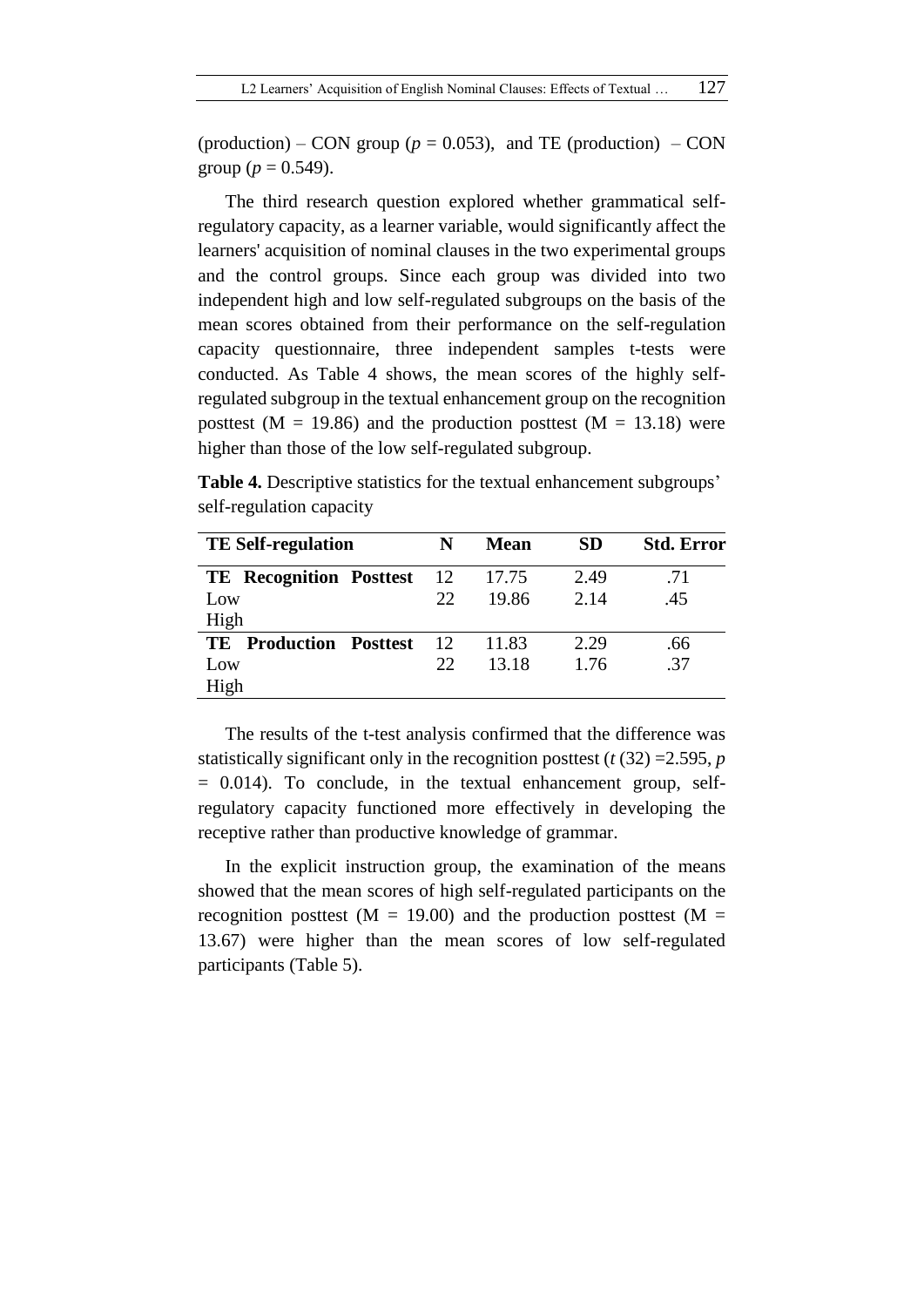(production) – CON group ($p$ = 0.053), and TE (production) – CON group ($p$ = 0.549).

The third research question explored whether grammatical self-regulatory capacity, as a learner variable, would significantly affect the learners' acquisition of nominal clauses in the two experimental groups and the control groups. Since each group was divided into two independent high and low self-regulated subgroups on the basis of the mean scores obtained from their performance on the self-regulation capacity questionnaire, three independent samples t-tests were conducted. As Table 4 shows, the mean scores of the highly self-regulated subgroup in the textual enhancement group on the recognition posttest (M = 19.86) and the production posttest (M = 13.18) were higher than those of the low self-regulated subgroup.

**Table 4.** Descriptive statistics for the textual enhancement subgroups' self-regulation capacity

| TE Self-regulation | N | Mean | SD | Std. Error |
|---|---|---|---|---|
| **TE Recognition Posttest** Low | 12 | 17.75 | 2.49 | .71 |
| High | 22 | 19.86 | 2.14 | .45 |
| **TE Production Posttest** Low | 12 | 11.83 | 2.29 | .66 |
| High | 22 | 13.18 | 1.76 | .37 |

The results of the t-test analysis confirmed that the difference was statistically significant only in the recognition posttest ($t$ (32) =2.595, $p$ = 0.014). To conclude, in the textual enhancement group, self-regulatory capacity functioned more effectively in developing the receptive rather than productive knowledge of grammar.

In the explicit instruction group, the examination of the means showed that the mean scores of high self-regulated participants on the recognition posttest (M = 19.00) and the production posttest (M = 13.67) were higher than the mean scores of low self-regulated participants (Table 5).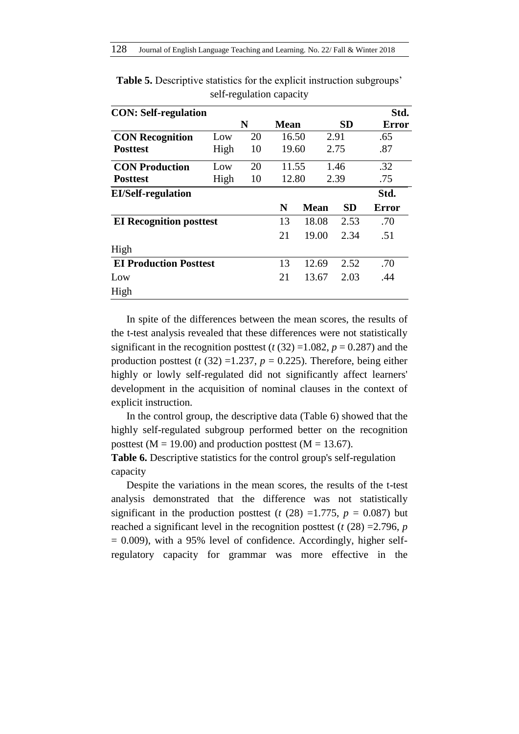**Table 5.** Descriptive statistics for the explicit instruction subgroups' self-regulation capacity

| CON: Self-regulation | | N | Mean | SD | Std. Error |
|---|---|---|---|---|---|
| **CON Recognition Posttest** | Low | 20 | 16.50 | 2.91 | .65 |
| | High | 10 | 19.60 | 2.75 | .87 |
| **CON Production Posttest** | Low | 20 | 11.55 | 1.46 | .32 |
| | High | 10 | 12.80 | 2.39 | .75 |
| **EI/Self-regulation** | | **N** | **Mean** | **SD** | **Std. Error** |
| **EI Recognition posttest** | | 13 | 18.08 | 2.53 | .70 |
| High | | 21 | 19.00 | 2.34 | .51 |
| **EI Production Posttest** | Low | 13 | 12.69 | 2.52 | .70 |
| | High | 21 | 13.67 | 2.03 | .44 |

In spite of the differences between the mean scores, the results of the t-test analysis revealed that these differences were not statistically significant in the recognition posttest ($t$ (32) =1.082, $p$ = 0.287) and the production posttest ($t$ (32) =1.237, $p$ = 0.225). Therefore, being either highly or lowly self-regulated did not significantly affect learners' development in the acquisition of nominal clauses in the context of explicit instruction.

In the control group, the descriptive data (Table 6) showed that the highly self-regulated subgroup performed better on the recognition posttest (M = 19.00) and production posttest (M = 13.67).

**Table 6.** Descriptive statistics for the control group's self-regulation capacity

Despite the variations in the mean scores, the results of the t-test analysis demonstrated that the difference was not statistically significant in the production posttest ($t$ (28) =1.775, $p$ = 0.087) but reached a significant level in the recognition posttest ($t$ (28) =2.796, $p$ = 0.009), with a 95% level of confidence. Accordingly, higher self-regulatory capacity for grammar was more effective in the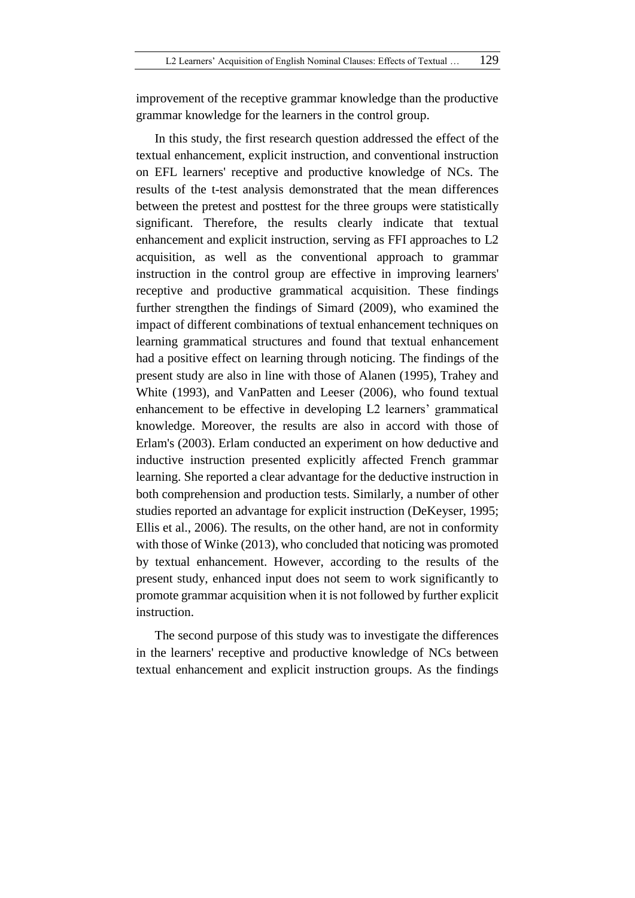improvement of the receptive grammar knowledge than the productive grammar knowledge for the learners in the control group.

In this study, the first research question addressed the effect of the textual enhancement, explicit instruction, and conventional instruction on EFL learners' receptive and productive knowledge of NCs. The results of the t-test analysis demonstrated that the mean differences between the pretest and posttest for the three groups were statistically significant. Therefore, the results clearly indicate that textual enhancement and explicit instruction, serving as FFI approaches to L2 acquisition, as well as the conventional approach to grammar instruction in the control group are effective in improving learners' receptive and productive grammatical acquisition. These findings further strengthen the findings of Simard (2009), who examined the impact of different combinations of textual enhancement techniques on learning grammatical structures and found that textual enhancement had a positive effect on learning through noticing. The findings of the present study are also in line with those of Alanen (1995), Trahey and White (1993), and VanPatten and Leeser (2006), who found textual enhancement to be effective in developing L2 learners' grammatical knowledge. Moreover, the results are also in accord with those of Erlam's (2003). Erlam conducted an experiment on how deductive and inductive instruction presented explicitly affected French grammar learning. She reported a clear advantage for the deductive instruction in both comprehension and production tests. Similarly, a number of other studies reported an advantage for explicit instruction (DeKeyser, 1995; Ellis et al., 2006). The results, on the other hand, are not in conformity with those of Winke (2013), who concluded that noticing was promoted by textual enhancement. However, according to the results of the present study, enhanced input does not seem to work significantly to promote grammar acquisition when it is not followed by further explicit instruction.

The second purpose of this study was to investigate the differences in the learners' receptive and productive knowledge of NCs between textual enhancement and explicit instruction groups. As the findings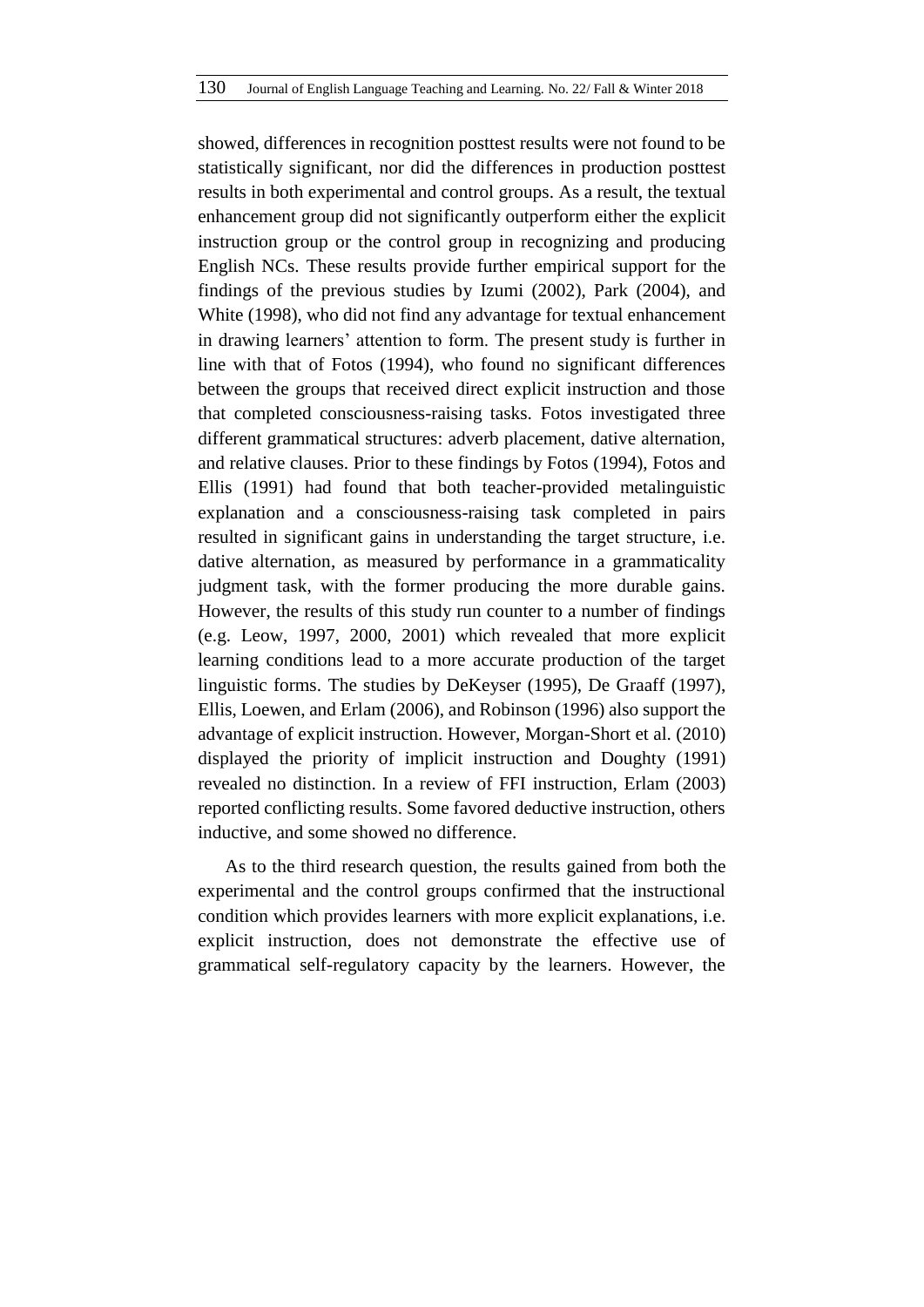showed, differences in recognition posttest results were not found to be statistically significant, nor did the differences in production posttest results in both experimental and control groups. As a result, the textual enhancement group did not significantly outperform either the explicit instruction group or the control group in recognizing and producing English NCs. These results provide further empirical support for the findings of the previous studies by Izumi (2002), Park (2004), and White (1998), who did not find any advantage for textual enhancement in drawing learners' attention to form. The present study is further in line with that of Fotos (1994), who found no significant differences between the groups that received direct explicit instruction and those that completed consciousness-raising tasks. Fotos investigated three different grammatical structures: adverb placement, dative alternation, and relative clauses. Prior to these findings by Fotos (1994), Fotos and Ellis (1991) had found that both teacher-provided metalinguistic explanation and a consciousness-raising task completed in pairs resulted in significant gains in understanding the target structure, i.e. dative alternation, as measured by performance in a grammaticality judgment task, with the former producing the more durable gains. However, the results of this study run counter to a number of findings (e.g. Leow, 1997, 2000, 2001) which revealed that more explicit learning conditions lead to a more accurate production of the target linguistic forms. The studies by DeKeyser (1995), De Graaff (1997), Ellis, Loewen, and Erlam (2006), and Robinson (1996) also support the advantage of explicit instruction. However, Morgan-Short et al. (2010) displayed the priority of implicit instruction and Doughty (1991) revealed no distinction. In a review of FFI instruction, Erlam (2003) reported conflicting results. Some favored deductive instruction, others inductive, and some showed no difference.

As to the third research question, the results gained from both the experimental and the control groups confirmed that the instructional condition which provides learners with more explicit explanations, i.e. explicit instruction, does not demonstrate the effective use of grammatical self-regulatory capacity by the learners. However, the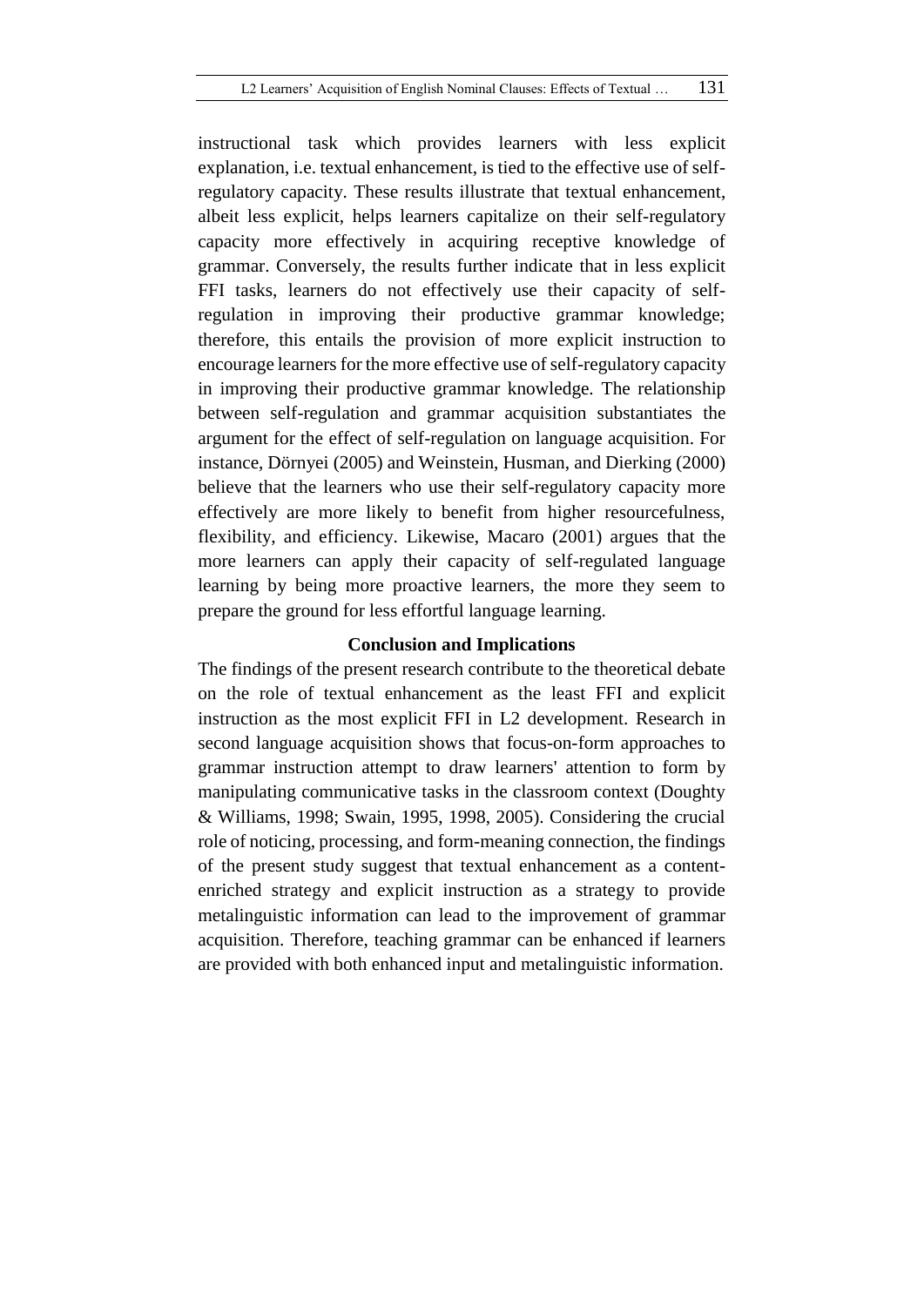instructional task which provides learners with less explicit explanation, i.e. textual enhancement, is tied to the effective use of self-regulatory capacity. These results illustrate that textual enhancement, albeit less explicit, helps learners capitalize on their self-regulatory capacity more effectively in acquiring receptive knowledge of grammar. Conversely, the results further indicate that in less explicit FFI tasks, learners do not effectively use their capacity of self-regulation in improving their productive grammar knowledge; therefore, this entails the provision of more explicit instruction to encourage learners for the more effective use of self-regulatory capacity in improving their productive grammar knowledge. The relationship between self-regulation and grammar acquisition substantiates the argument for the effect of self-regulation on language acquisition. For instance, Dörnyei (2005) and Weinstein, Husman, and Dierking (2000) believe that the learners who use their self-regulatory capacity more effectively are more likely to benefit from higher resourcefulness, flexibility, and efficiency. Likewise, Macaro (2001) argues that the more learners can apply their capacity of self-regulated language learning by being more proactive learners, the more they seem to prepare the ground for less effortful language learning.

## Conclusion and Implications

The findings of the present research contribute to the theoretical debate on the role of textual enhancement as the least FFI and explicit instruction as the most explicit FFI in L2 development. Research in second language acquisition shows that focus-on-form approaches to grammar instruction attempt to draw learners' attention to form by manipulating communicative tasks in the classroom context (Doughty & Williams, 1998; Swain, 1995, 1998, 2005). Considering the crucial role of noticing, processing, and form-meaning connection, the findings of the present study suggest that textual enhancement as a content-enriched strategy and explicit instruction as a strategy to provide metalinguistic information can lead to the improvement of grammar acquisition. Therefore, teaching grammar can be enhanced if learners are provided with both enhanced input and metalinguistic information.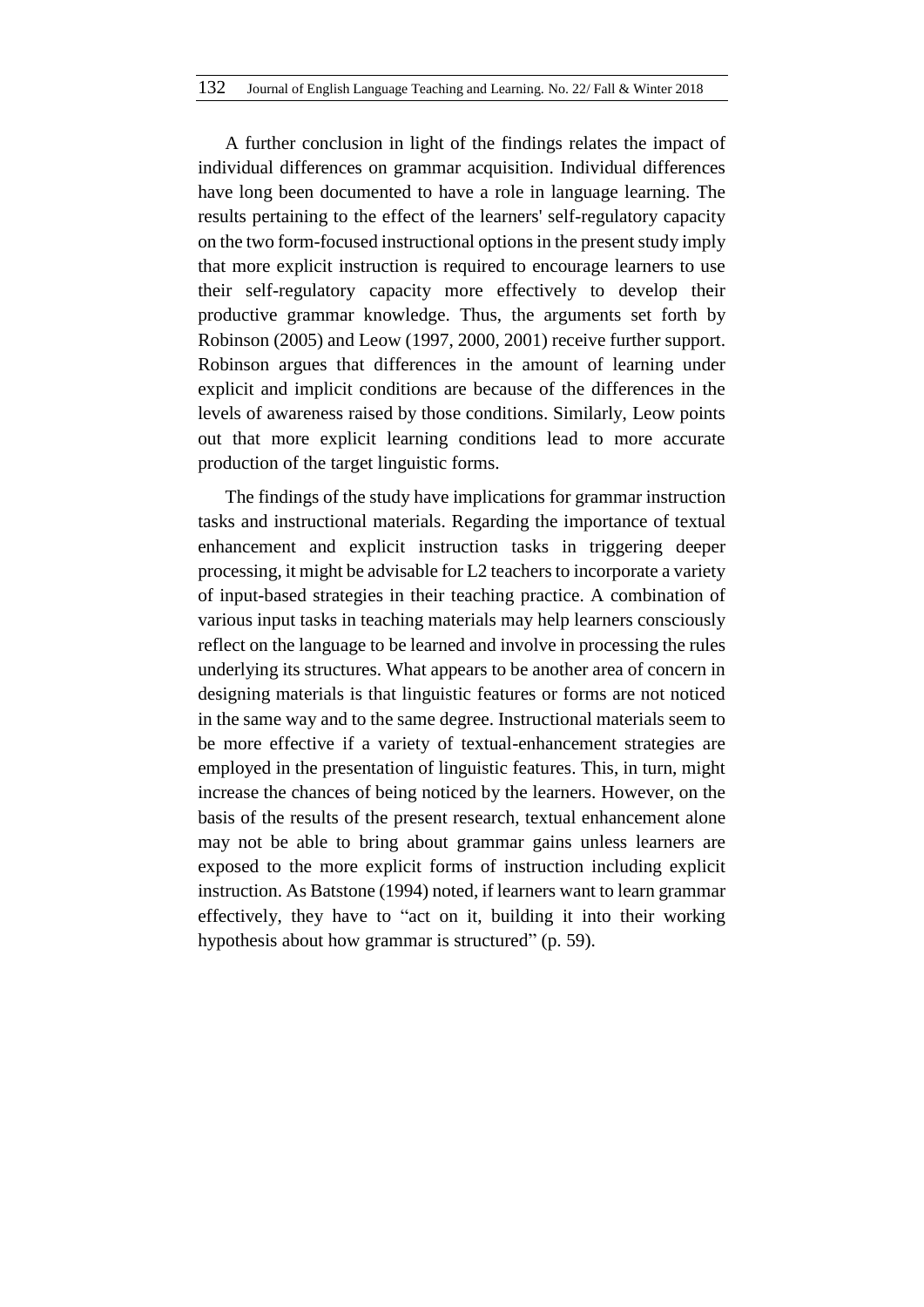A further conclusion in light of the findings relates the impact of individual differences on grammar acquisition. Individual differences have long been documented to have a role in language learning. The results pertaining to the effect of the learners' self-regulatory capacity on the two form-focused instructional options in the present study imply that more explicit instruction is required to encourage learners to use their self-regulatory capacity more effectively to develop their productive grammar knowledge. Thus, the arguments set forth by Robinson (2005) and Leow (1997, 2000, 2001) receive further support. Robinson argues that differences in the amount of learning under explicit and implicit conditions are because of the differences in the levels of awareness raised by those conditions. Similarly, Leow points out that more explicit learning conditions lead to more accurate production of the target linguistic forms.

The findings of the study have implications for grammar instruction tasks and instructional materials. Regarding the importance of textual enhancement and explicit instruction tasks in triggering deeper processing, it might be advisable for L2 teachers to incorporate a variety of input-based strategies in their teaching practice. A combination of various input tasks in teaching materials may help learners consciously reflect on the language to be learned and involve in processing the rules underlying its structures. What appears to be another area of concern in designing materials is that linguistic features or forms are not noticed in the same way and to the same degree. Instructional materials seem to be more effective if a variety of textual-enhancement strategies are employed in the presentation of linguistic features. This, in turn, might increase the chances of being noticed by the learners. However, on the basis of the results of the present research, textual enhancement alone may not be able to bring about grammar gains unless learners are exposed to the more explicit forms of instruction including explicit instruction. As Batstone (1994) noted, if learners want to learn grammar effectively, they have to "act on it, building it into their working hypothesis about how grammar is structured" (p. 59).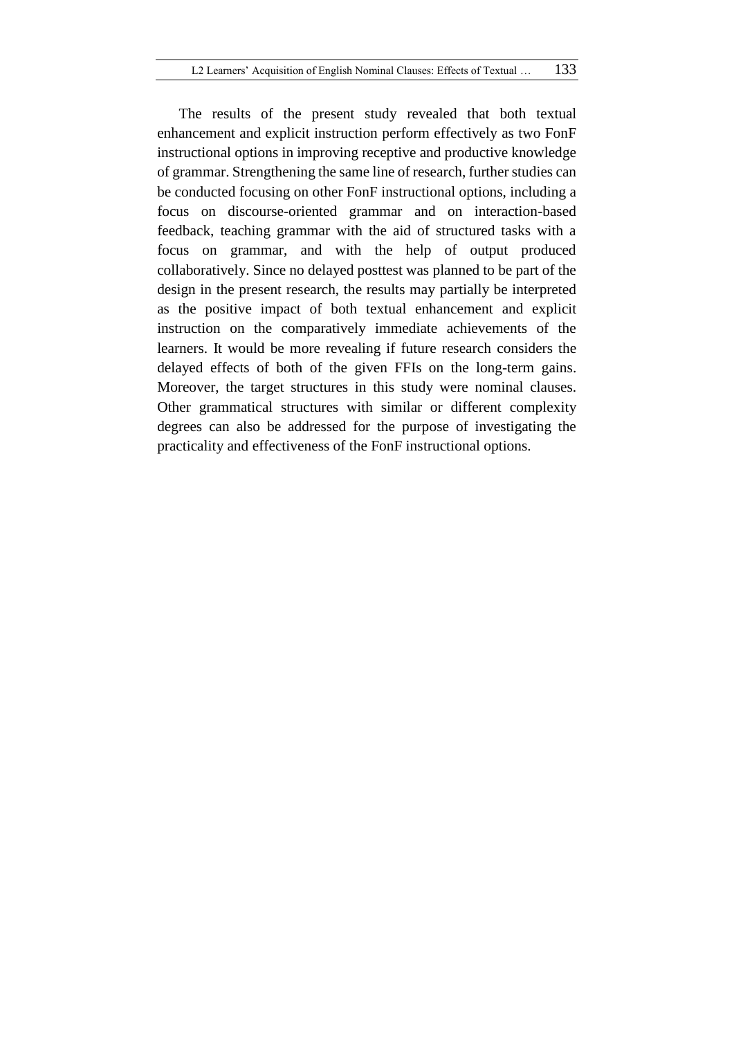The results of the present study revealed that both textual enhancement and explicit instruction perform effectively as two FonF instructional options in improving receptive and productive knowledge of grammar. Strengthening the same line of research, further studies can be conducted focusing on other FonF instructional options, including a focus on discourse-oriented grammar and on interaction-based feedback, teaching grammar with the aid of structured tasks with a focus on grammar, and with the help of output produced collaboratively. Since no delayed posttest was planned to be part of the design in the present research, the results may partially be interpreted as the positive impact of both textual enhancement and explicit instruction on the comparatively immediate achievements of the learners. It would be more revealing if future research considers the delayed effects of both of the given FFIs on the long-term gains. Moreover, the target structures in this study were nominal clauses. Other grammatical structures with similar or different complexity degrees can also be addressed for the purpose of investigating the practicality and effectiveness of the FonF instructional options.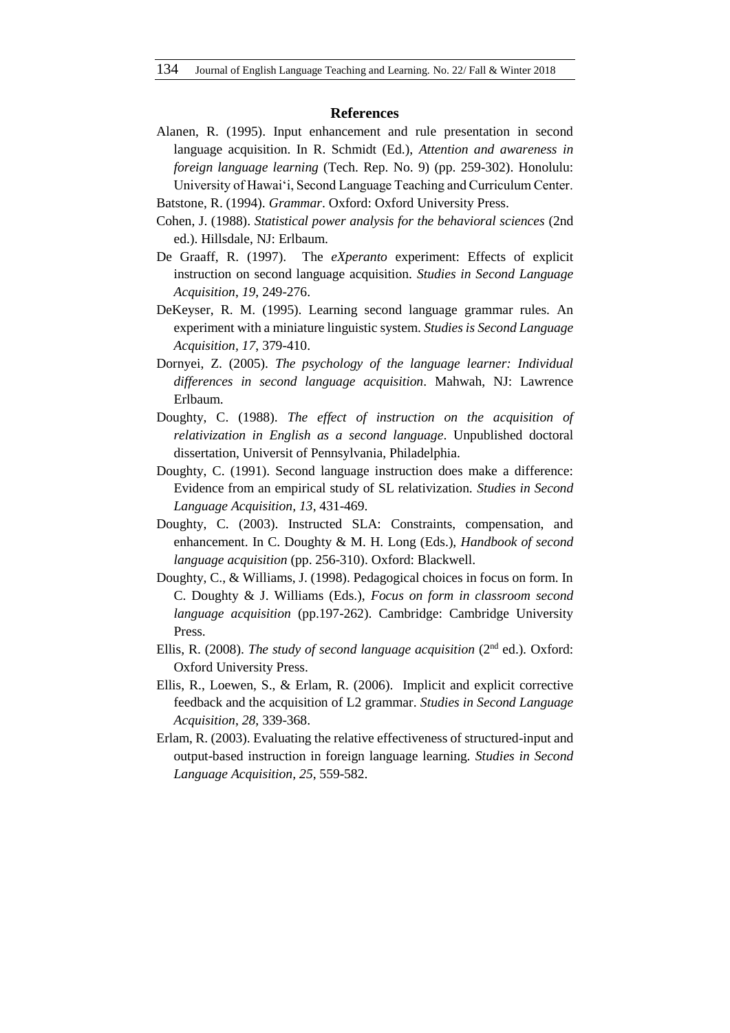## References

Alanen, R. (1995). Input enhancement and rule presentation in second language acquisition. In R. Schmidt (Ed.), *Attention and awareness in foreign language learning* (Tech. Rep. No. 9) (pp. 259-302). Honolulu: University of Hawai'i, Second Language Teaching and Curriculum Center.

Batstone, R. (1994). *Grammar*. Oxford: Oxford University Press.

Cohen, J. (1988). *Statistical power analysis for the behavioral sciences* (2nd ed.). Hillsdale, NJ: Erlbaum.

De Graaff, R. (1997). The *eXperanto* experiment: Effects of explicit instruction on second language acquisition. *Studies in Second Language Acquisition*, *19*, 249-276.

DeKeyser, R. M. (1995). Learning second language grammar rules. An experiment with a miniature linguistic system. *Studies is Second Language Acquisition, 17*, 379-410.

Dornyei, Z. (2005). *The psychology of the language learner: Individual differences in second language acquisition*. Mahwah, NJ: Lawrence Erlbaum.

Doughty, C. (1988). *The effect of instruction on the acquisition of relativization in English as a second language*. Unpublished doctoral dissertation, Universit of Pennsylvania, Philadelphia.

Doughty, C. (1991). Second language instruction does make a difference: Evidence from an empirical study of SL relativization. *Studies in Second Language Acquisition, 13*, 431-469.

Doughty, C. (2003). Instructed SLA: Constraints, compensation, and enhancement. In C. Doughty & M. H. Long (Eds.), *Handbook of second language acquisition* (pp. 256-310). Oxford: Blackwell.

Doughty, C., & Williams, J. (1998). Pedagogical choices in focus on form. In C. Doughty & J. Williams (Eds.), *Focus on form in classroom second language acquisition* (pp.197-262). Cambridge: Cambridge University Press.

Ellis, R. (2008). *The study of second language acquisition* (2nd ed.). Oxford: Oxford University Press.

Ellis, R., Loewen, S., & Erlam, R. (2006). Implicit and explicit corrective feedback and the acquisition of L2 grammar. *Studies in Second Language Acquisition*, *28*, 339-368.

Erlam, R. (2003). Evaluating the relative effectiveness of structured-input and output-based instruction in foreign language learning. *Studies in Second Language Acquisition*, *25*, 559-582.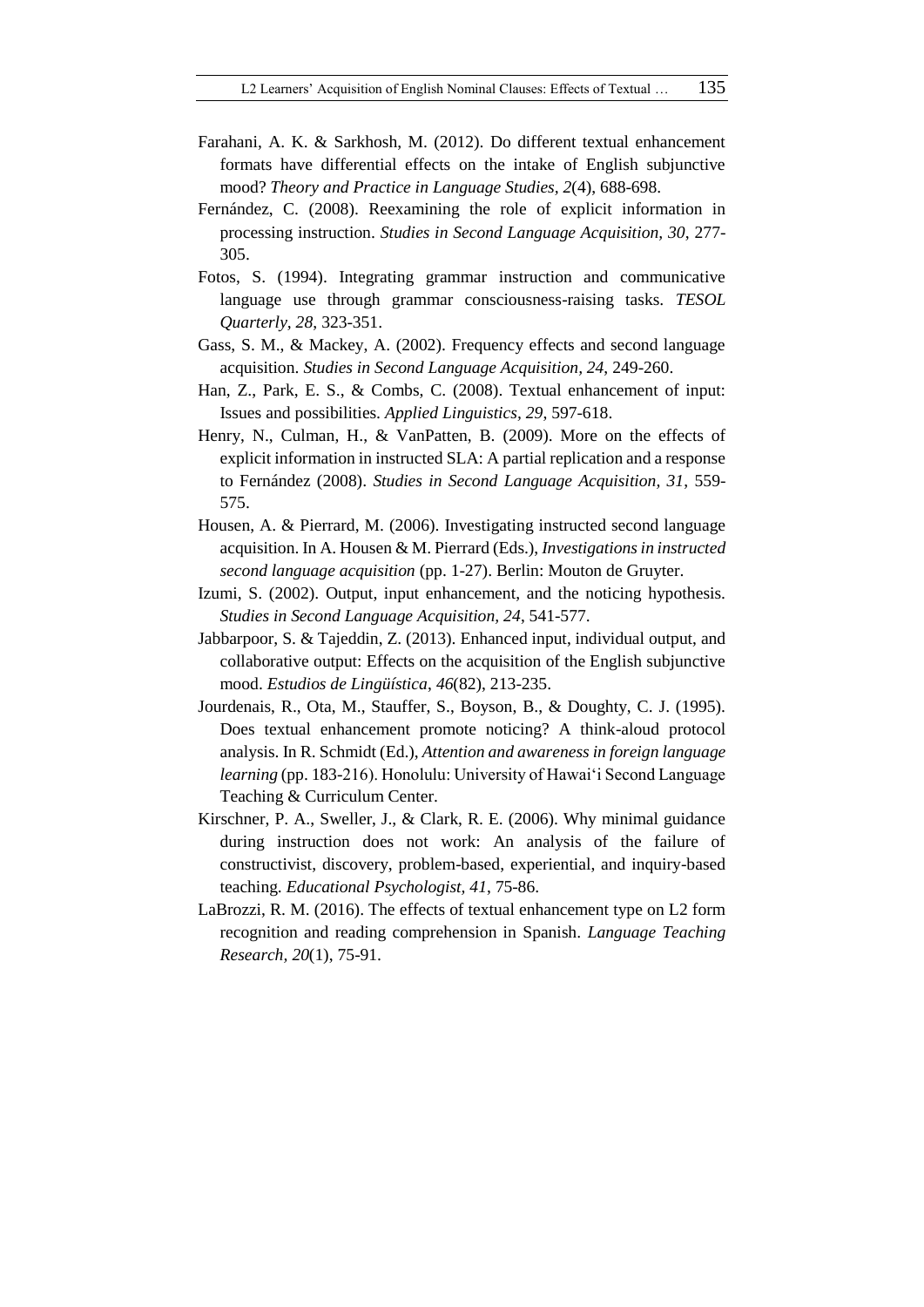Farahani, A. K. & Sarkhosh, M. (2012). Do different textual enhancement formats have differential effects on the intake of English subjunctive mood? *Theory and Practice in Language Studies*, *2*(4), 688-698.

Fernández, C. (2008). Reexamining the role of explicit information in processing instruction. *Studies in Second Language Acquisition, 30*, 277-305.

Fotos, S. (1994). Integrating grammar instruction and communicative language use through grammar consciousness-raising tasks. *TESOL Quarterly, 28*, 323-351.

Gass, S. M., & Mackey, A. (2002). Frequency effects and second language acquisition. *Studies in Second Language Acquisition, 24*, 249-260.

Han, Z., Park, E. S., & Combs, C. (2008). Textual enhancement of input: Issues and possibilities. *Applied Linguistics, 29*, 597-618.

Henry, N., Culman, H., & VanPatten, B. (2009). More on the effects of explicit information in instructed SLA: A partial replication and a response to Fernández (2008). *Studies in Second Language Acquisition, 31*, 559-575.

Housen, A. & Pierrard, M. (2006). Investigating instructed second language acquisition. In A. Housen & M. Pierrard (Eds.), *Investigations in instructed second language acquisition* (pp. 1-27). Berlin: Mouton de Gruyter.

Izumi, S. (2002). Output, input enhancement, and the noticing hypothesis. *Studies in Second Language Acquisition, 24*, 541-577.

Jabbarpoor, S. & Tajeddin, Z. (2013). Enhanced input, individual output, and collaborative output: Effects on the acquisition of the English subjunctive mood. *Estudios de Lingüística*, *46*(82), 213-235.

Jourdenais, R., Ota, M., Stauffer, S., Boyson, B., & Doughty, C. J. (1995). Does textual enhancement promote noticing? A think-aloud protocol analysis. In R. Schmidt (Ed.), *Attention and awareness in foreign language learning* (pp. 183-216). Honolulu: University of Hawai'i Second Language Teaching & Curriculum Center.

Kirschner, P. A., Sweller, J., & Clark, R. E. (2006). Why minimal guidance during instruction does not work: An analysis of the failure of constructivist, discovery, problem-based, experiential, and inquiry-based teaching. *Educational Psychologist, 41*, 75-86.

LaBrozzi, R. M. (2016). The effects of textual enhancement type on L2 form recognition and reading comprehension in Spanish. *Language Teaching Research, 20*(1), 75-91.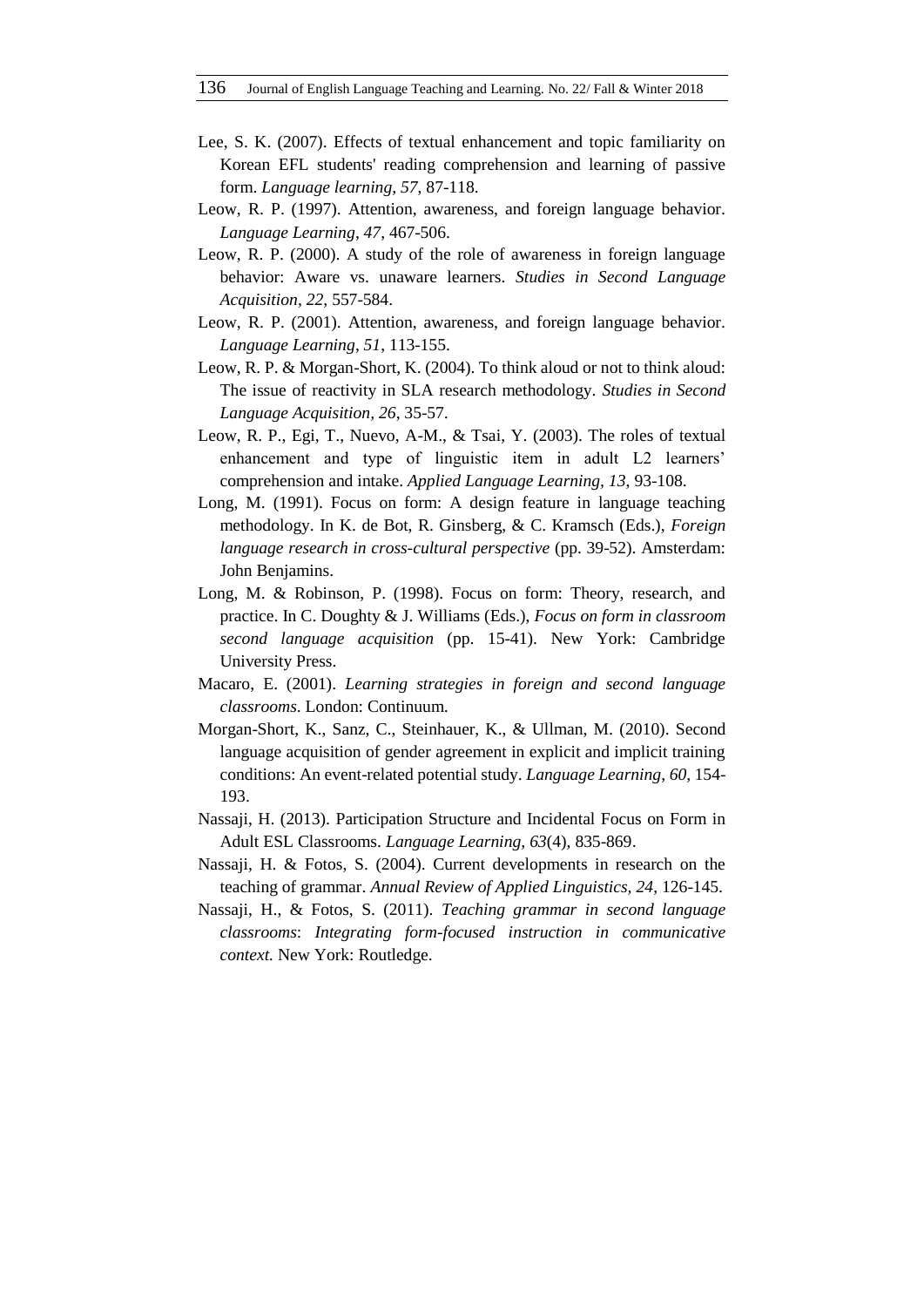Lee, S. K. (2007). Effects of textual enhancement and topic familiarity on Korean EFL students' reading comprehension and learning of passive form. *Language learning, 57*, 87-118.

Leow, R. P. (1997). Attention, awareness, and foreign language behavior. *Language Learning*, *47*, 467-506.

Leow, R. P. (2000). A study of the role of awareness in foreign language behavior: Aware vs. unaware learners. *Studies in Second Language Acquisition, 22*, 557-584.

Leow, R. P. (2001). Attention, awareness, and foreign language behavior. *Language Learning*, *51*, 113-155.

Leow, R. P. & Morgan-Short, K. (2004). To think aloud or not to think aloud: The issue of reactivity in SLA research methodology. *Studies in Second Language Acquisition, 26*, 35-57.

Leow, R. P., Egi, T., Nuevo, A-M., & Tsai, Y. (2003). The roles of textual enhancement and type of linguistic item in adult L2 learners' comprehension and intake. *Applied Language Learning, 13*, 93-108.

Long, M. (1991). Focus on form: A design feature in language teaching methodology. In K. de Bot, R. Ginsberg, & C. Kramsch (Eds.), *Foreign language research in cross-cultural perspective* (pp. 39-52). Amsterdam: John Benjamins.

Long, M. & Robinson, P. (1998). Focus on form: Theory, research, and practice. In C. Doughty & J. Williams (Eds.), *Focus on form in classroom second language acquisition* (pp. 15-41). New York: Cambridge University Press.

Macaro, E. (2001). *Learning strategies in foreign and second language classrooms*. London: Continuum.

Morgan-Short, K., Sanz, C., Steinhauer, K., & Ullman, M. (2010). Second language acquisition of gender agreement in explicit and implicit training conditions: An event-related potential study. *Language Learning*, *60*, 154-193.

Nassaji, H. (2013). Participation Structure and Incidental Focus on Form in Adult ESL Classrooms. *Language Learning, 63*(4), 835-869.

Nassaji, H. & Fotos, S. (2004). Current developments in research on the teaching of grammar. *Annual Review of Applied Linguistics, 24*, 126-145.

Nassaji, H., & Fotos, S. (2011). *Teaching grammar in second language classrooms*: *Integrating form-focused instruction in communicative context.* New York: Routledge.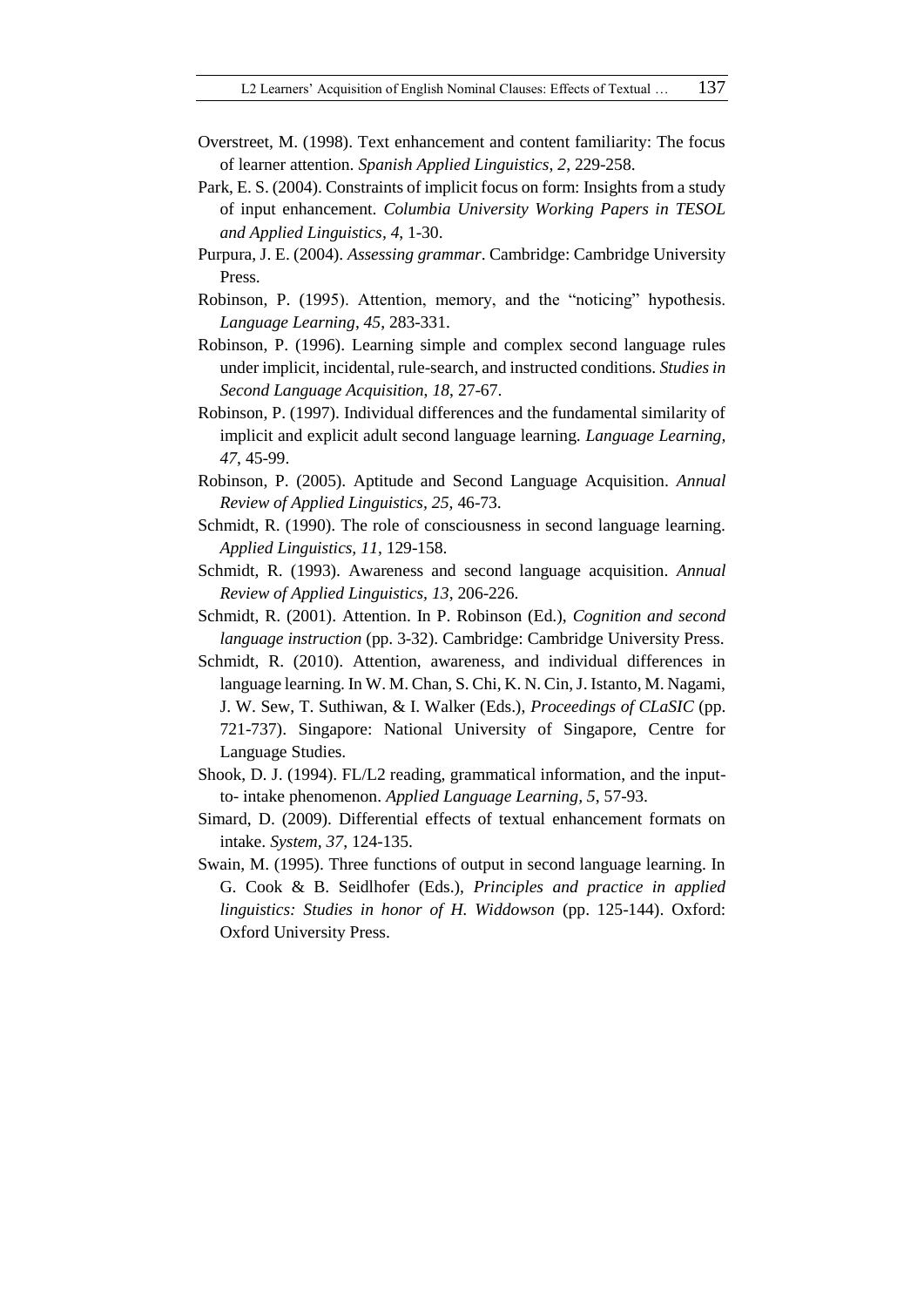Overstreet, M. (1998). Text enhancement and content familiarity: The focus of learner attention. *Spanish Applied Linguistics*, *2*, 229-258.

Park, E. S. (2004). Constraints of implicit focus on form: Insights from a study of input enhancement. *Columbia University Working Papers in TESOL and Applied Linguistics*, *4*, 1-30.

Purpura, J. E. (2004). *Assessing grammar*. Cambridge: Cambridge University Press.

Robinson, P. (1995). Attention, memory, and the "noticing" hypothesis. *Language Learning*, *45*, 283-331.

Robinson, P. (1996). Learning simple and complex second language rules under implicit, incidental, rule-search, and instructed conditions. *Studies in Second Language Acquisition*, *18*, 27-67.

Robinson, P. (1997). Individual differences and the fundamental similarity of implicit and explicit adult second language learning. *Language Learning, 47*, 45-99.

Robinson, P. (2005). Aptitude and Second Language Acquisition. *Annual Review of Applied Linguistics, 25*, 46-73.

Schmidt, R. (1990). The role of consciousness in second language learning. *Applied Linguistics, 11*, 129-158.

Schmidt, R. (1993). Awareness and second language acquisition. *Annual Review of Applied Linguistics, 13*, 206-226.

Schmidt, R. (2001). Attention. In P. Robinson (Ed.), *Cognition and second language instruction* (pp. 3-32). Cambridge: Cambridge University Press.

Schmidt, R. (2010). Attention, awareness, and individual differences in language learning. In W. M. Chan, S. Chi, K. N. Cin, J. Istanto, M. Nagami, J. W. Sew, T. Suthiwan, & I. Walker (Eds.), *Proceedings of CLaSIC* (pp. 721-737). Singapore: National University of Singapore, Centre for Language Studies.

Shook, D. J. (1994). FL/L2 reading, grammatical information, and the input-to- intake phenomenon. *Applied Language Learning, 5*, 57-93.

Simard, D. (2009). Differential effects of textual enhancement formats on intake. *System, 37*, 124-135.

Swain, M. (1995). Three functions of output in second language learning. In G. Cook & B. Seidlhofer (Eds.), *Principles and practice in applied linguistics: Studies in honor of H. Widdowson* (pp. 125-144). Oxford: Oxford University Press.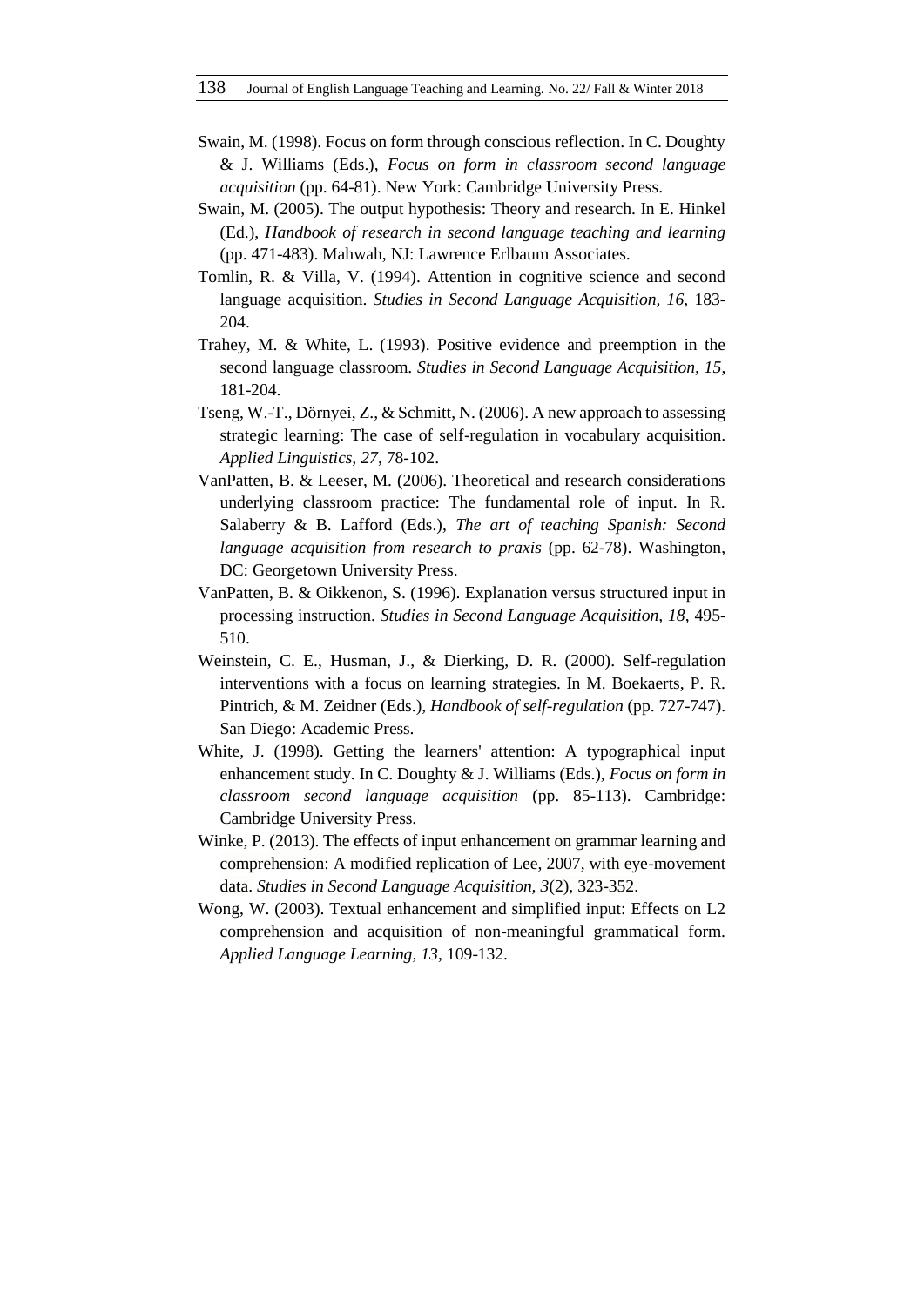Swain, M. (1998). Focus on form through conscious reflection. In C. Doughty & J. Williams (Eds.), *Focus on form in classroom second language acquisition* (pp. 64-81). New York: Cambridge University Press.

Swain, M. (2005). The output hypothesis: Theory and research. In E. Hinkel (Ed.), *Handbook of research in second language teaching and learning* (pp. 471-483). Mahwah, NJ: Lawrence Erlbaum Associates.

Tomlin, R. & Villa, V. (1994). Attention in cognitive science and second language acquisition. *Studies in Second Language Acquisition, 16*, 183-204.

Trahey, M. & White, L. (1993). Positive evidence and preemption in the second language classroom. *Studies in Second Language Acquisition, 15*, 181-204.

Tseng, W.-T., Dörnyei, Z., & Schmitt, N. (2006). A new approach to assessing strategic learning: The case of self-regulation in vocabulary acquisition. *Applied Linguistics, 27*, 78-102.

VanPatten, B. & Leeser, M. (2006). Theoretical and research considerations underlying classroom practice: The fundamental role of input. In R. Salaberry & B. Lafford (Eds.), *The art of teaching Spanish: Second language acquisition from research to praxis* (pp. 62-78). Washington, DC: Georgetown University Press.

VanPatten, B. & Oikkenon, S. (1996). Explanation versus structured input in processing instruction. *Studies in Second Language Acquisition, 18*, 495-510.

Weinstein, C. E., Husman, J., & Dierking, D. R. (2000). Self-regulation interventions with a focus on learning strategies. In M. Boekaerts, P. R. Pintrich, & M. Zeidner (Eds.), *Handbook of self-regulation* (pp. 727-747). San Diego: Academic Press.

White, J. (1998). Getting the learners' attention: A typographical input enhancement study. In C. Doughty & J. Williams (Eds.), *Focus on form in classroom second language acquisition* (pp. 85-113). Cambridge: Cambridge University Press.

Winke, P. (2013). The effects of input enhancement on grammar learning and comprehension: A modified replication of Lee, 2007, with eye-movement data. *Studies in Second Language Acquisition, 3*(2), 323-352.

Wong, W. (2003). Textual enhancement and simplified input: Effects on L2 comprehension and acquisition of non-meaningful grammatical form. *Applied Language Learning, 13*, 109-132.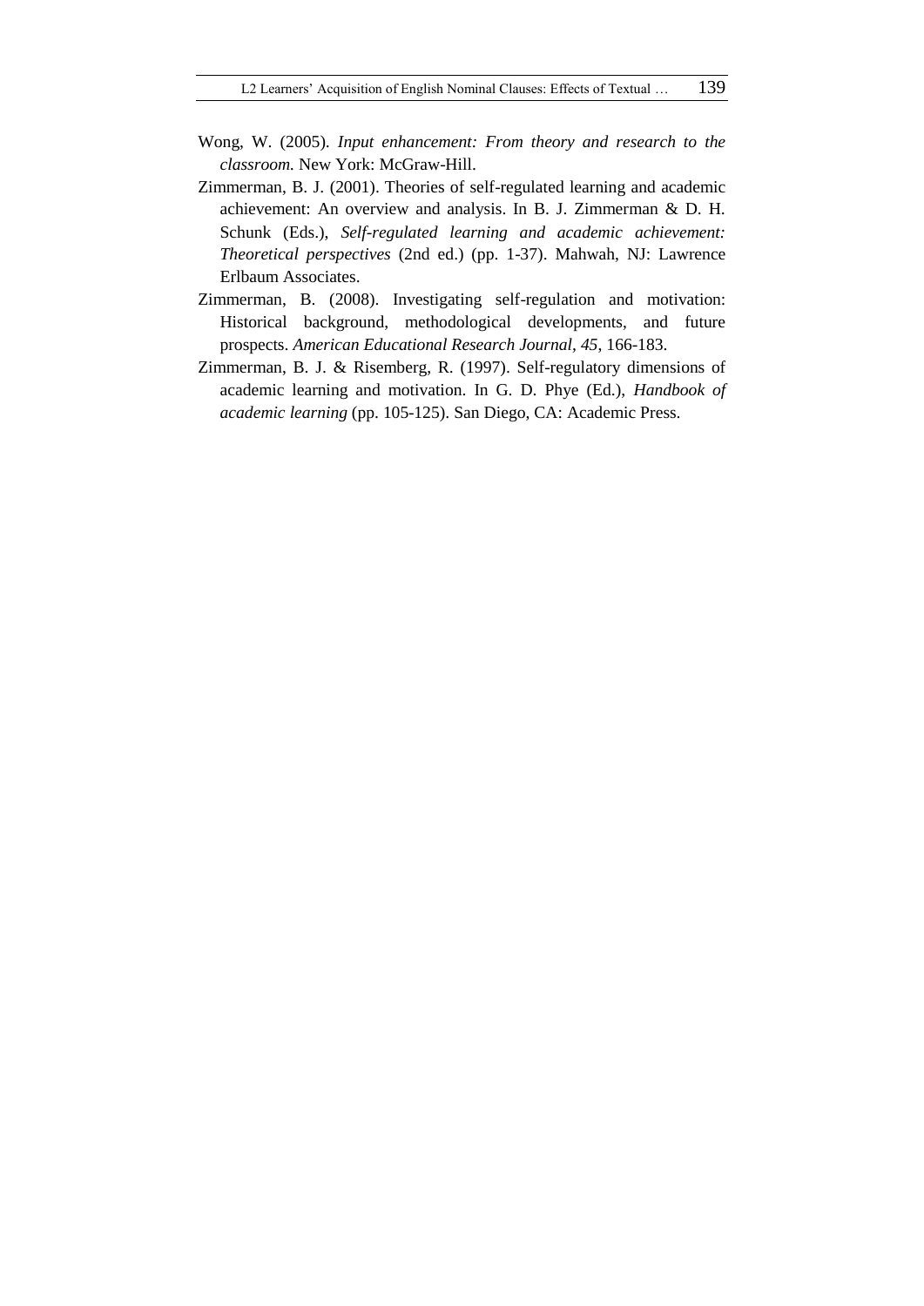Wong, W. (2005). *Input enhancement: From theory and research to the classroom.* New York: McGraw-Hill.

Zimmerman, B. J. (2001). Theories of self-regulated learning and academic achievement: An overview and analysis. In B. J. Zimmerman & D. H. Schunk (Eds.), *Self-regulated learning and academic achievement: Theoretical perspectives* (2nd ed.) (pp. 1-37). Mahwah, NJ: Lawrence Erlbaum Associates.

Zimmerman, B. (2008). Investigating self-regulation and motivation: Historical background, methodological developments, and future prospects. *American Educational Research Journal, 45*, 166-183.

Zimmerman, B. J. & Risemberg, R. (1997). Self-regulatory dimensions of academic learning and motivation. In G. D. Phye (Ed.), *Handbook of academic learning* (pp. 105-125). San Diego, CA: Academic Press.